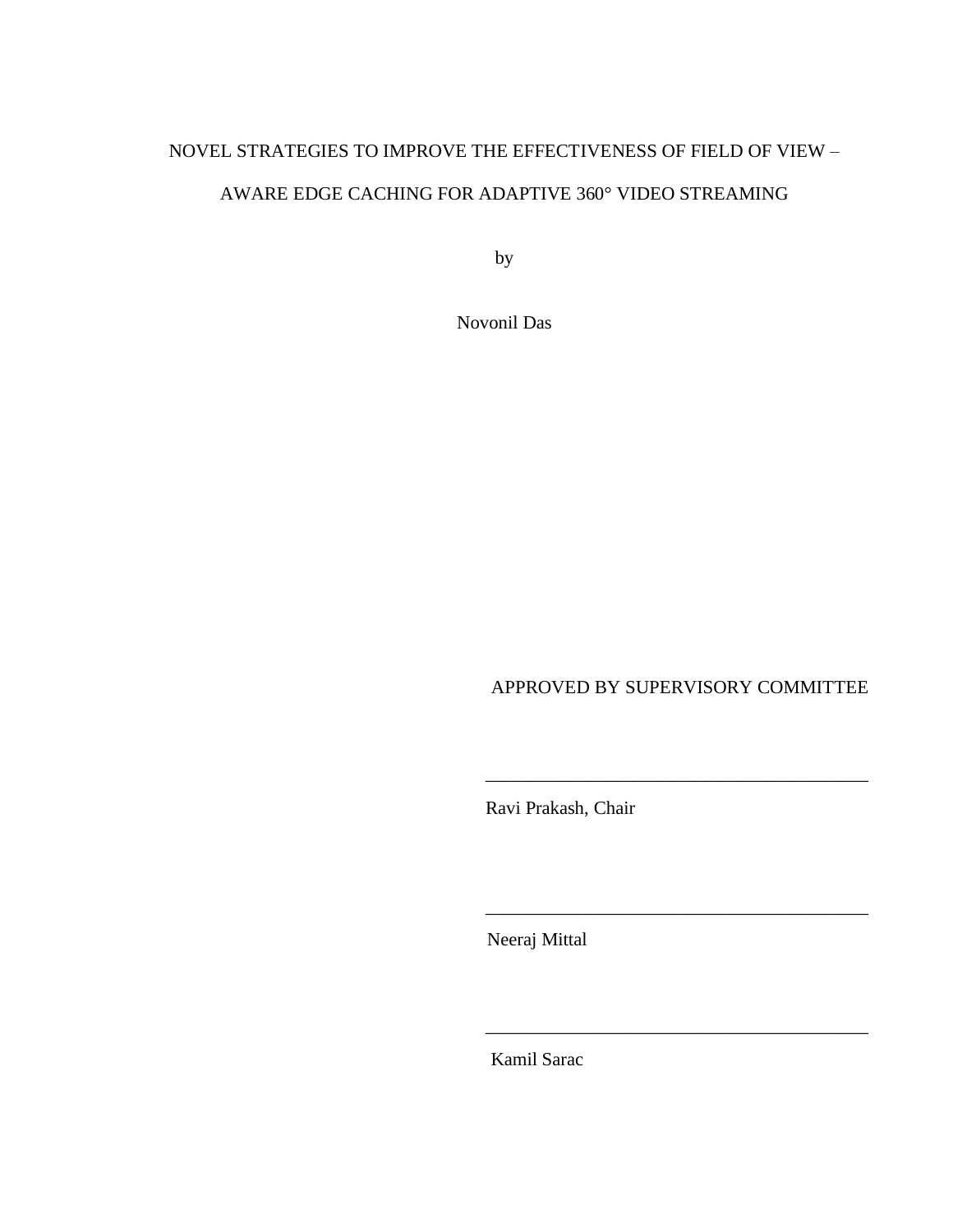# NOVEL STRATEGIES TO IMPROVE THE EFFECTIVENESS OF FIELD OF VIEW – AWARE EDGE CACHING FOR ADAPTIVE 360° VIDEO STREAMING

by

Novonil Das

APPROVED BY SUPERVISORY COMMITTEE

___________________________________________

Ravi Prakash, Chair

___________________________________________

Neeraj Mittal

___________________________________________

Kamil Sarac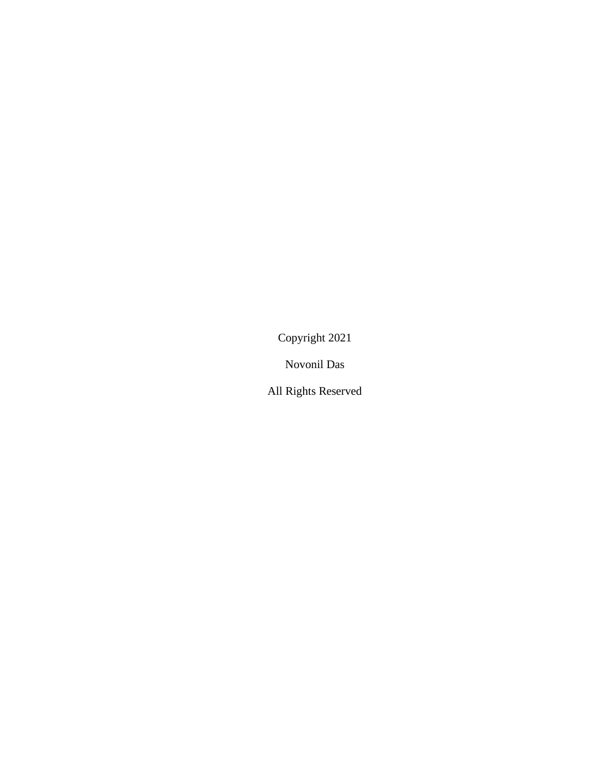Copyright 2021

Novonil Das

All Rights Reserved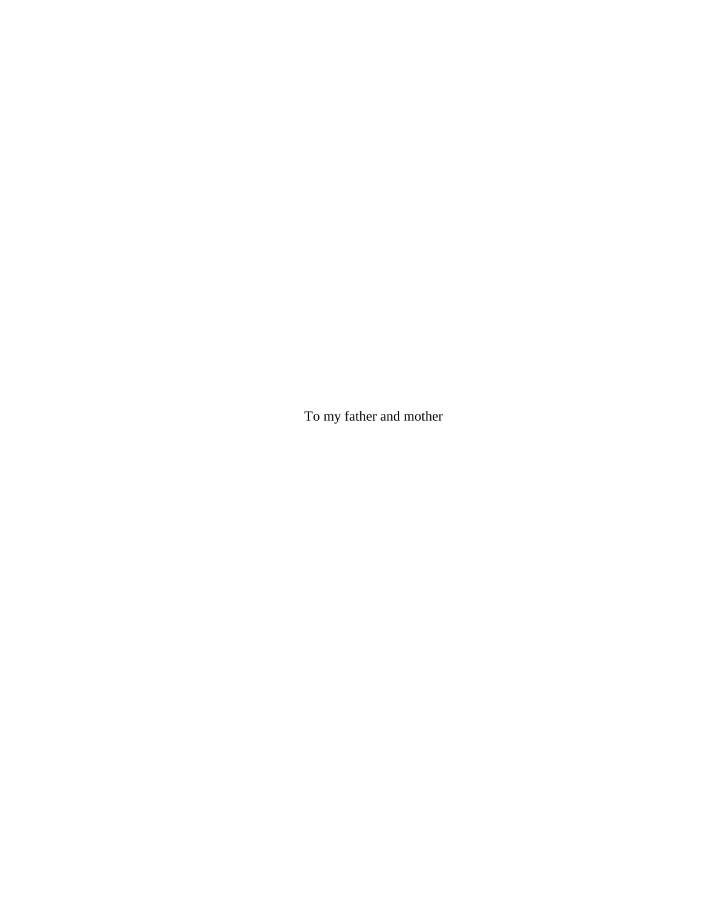To my father and mother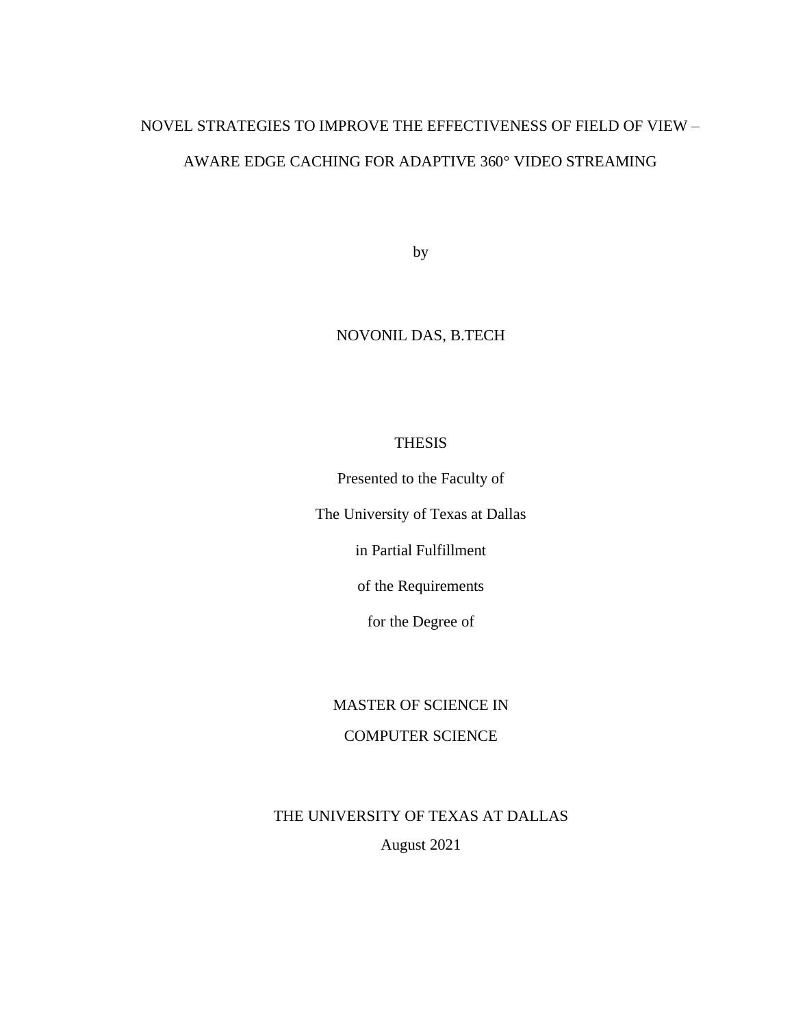# NOVEL STRATEGIES TO IMPROVE THE EFFECTIVENESS OF FIELD OF VIEW – AWARE EDGE CACHING FOR ADAPTIVE 360° VIDEO STREAMING

by

NOVONIL DAS, B.TECH

THESIS

Presented to the Faculty of

The University of Texas at Dallas

in Partial Fulfillment

of the Requirements

for the Degree of

MASTER OF SCIENCE IN

COMPUTER SCIENCE

THE UNIVERSITY OF TEXAS AT DALLAS

August 2021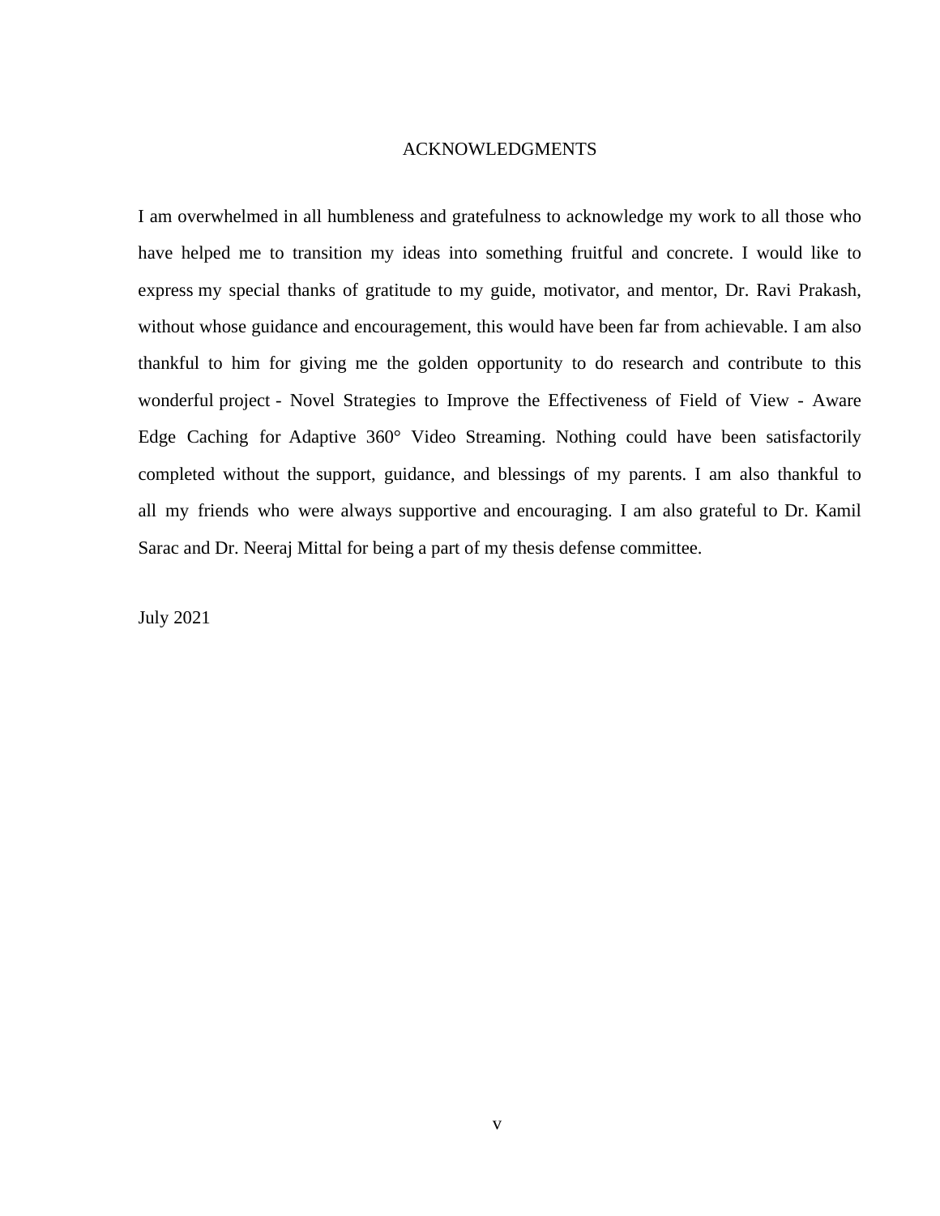# ACKNOWLEDGMENTS

I am overwhelmed in all humbleness and gratefulness to acknowledge my work to all those who have helped me to transition my ideas into something fruitful and concrete. I would like to express my special thanks of gratitude to my guide, motivator, and mentor, Dr. Ravi Prakash, without whose guidance and encouragement, this would have been far from achievable. I am also thankful to him for giving me the golden opportunity to do research and contribute to this wonderful project - Novel Strategies to Improve the Effectiveness of Field of View - Aware Edge Caching for Adaptive 360° Video Streaming. Nothing could have been satisfactorily completed without the support, guidance, and blessings of my parents. I am also thankful to all my friends who were always supportive and encouraging. I am also grateful to Dr. Kamil Sarac and Dr. Neeraj Mittal for being a part of my thesis defense committee.

July 2021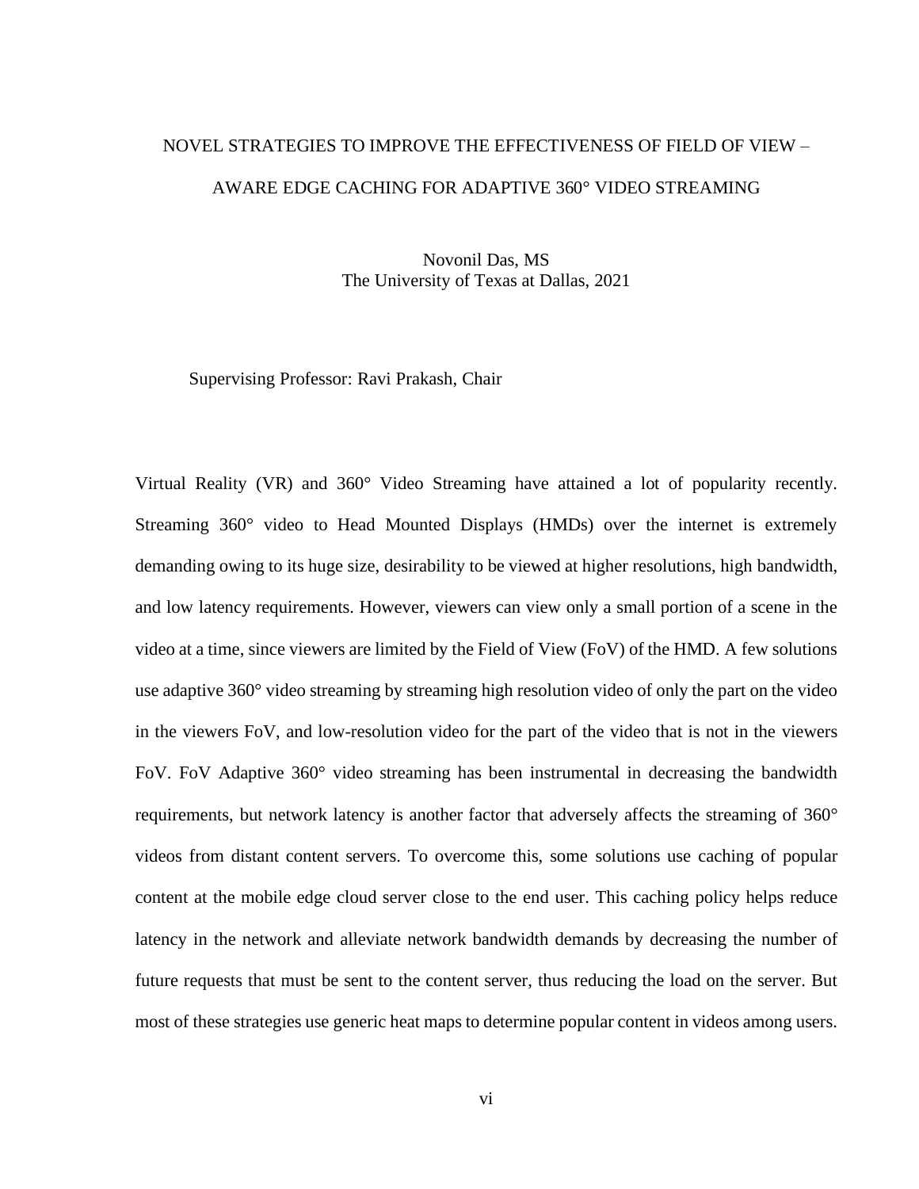NOVEL STRATEGIES TO IMPROVE THE EFFECTIVENESS OF FIELD OF VIEW – AWARE EDGE CACHING FOR ADAPTIVE 360° VIDEO STREAMING

Novonil Das, MS
The University of Texas at Dallas, 2021

Supervising Professor: Ravi Prakash, Chair

Virtual Reality (VR) and 360° Video Streaming have attained a lot of popularity recently. Streaming 360° video to Head Mounted Displays (HMDs) over the internet is extremely demanding owing to its huge size, desirability to be viewed at higher resolutions, high bandwidth, and low latency requirements. However, viewers can view only a small portion of a scene in the video at a time, since viewers are limited by the Field of View (FoV) of the HMD. A few solutions use adaptive 360° video streaming by streaming high resolution video of only the part on the video in the viewers FoV, and low-resolution video for the part of the video that is not in the viewers FoV. FoV Adaptive 360° video streaming has been instrumental in decreasing the bandwidth requirements, but network latency is another factor that adversely affects the streaming of 360° videos from distant content servers. To overcome this, some solutions use caching of popular content at the mobile edge cloud server close to the end user. This caching policy helps reduce latency in the network and alleviate network bandwidth demands by decreasing the number of future requests that must be sent to the content server, thus reducing the load on the server. But most of these strategies use generic heat maps to determine popular content in videos among users.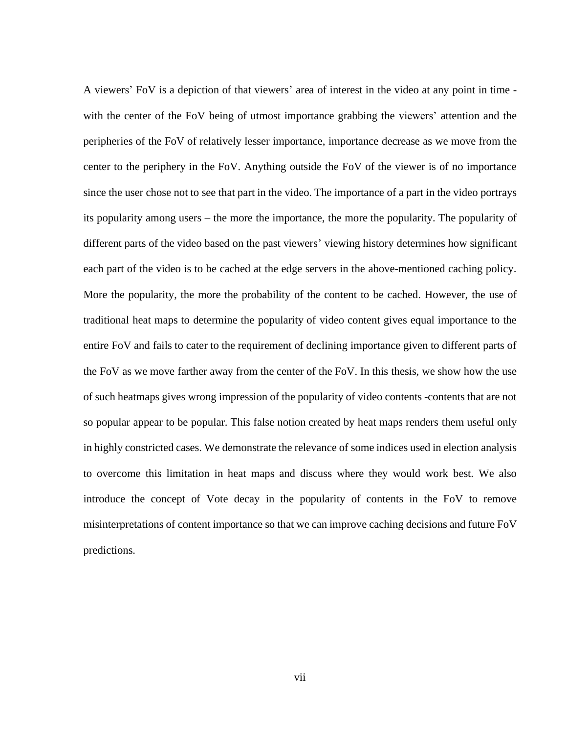A viewers' FoV is a depiction of that viewers' area of interest in the video at any point in time - with the center of the FoV being of utmost importance grabbing the viewers' attention and the peripheries of the FoV of relatively lesser importance, importance decrease as we move from the center to the periphery in the FoV. Anything outside the FoV of the viewer is of no importance since the user chose not to see that part in the video. The importance of a part in the video portrays its popularity among users – the more the importance, the more the popularity. The popularity of different parts of the video based on the past viewers' viewing history determines how significant each part of the video is to be cached at the edge servers in the above-mentioned caching policy. More the popularity, the more the probability of the content to be cached. However, the use of traditional heat maps to determine the popularity of video content gives equal importance to the entire FoV and fails to cater to the requirement of declining importance given to different parts of the FoV as we move farther away from the center of the FoV. In this thesis, we show how the use of such heatmaps gives wrong impression of the popularity of video contents -contents that are not so popular appear to be popular. This false notion created by heat maps renders them useful only in highly constricted cases. We demonstrate the relevance of some indices used in election analysis to overcome this limitation in heat maps and discuss where they would work best. We also introduce the concept of Vote decay in the popularity of contents in the FoV to remove misinterpretations of content importance so that we can improve caching decisions and future FoV predictions.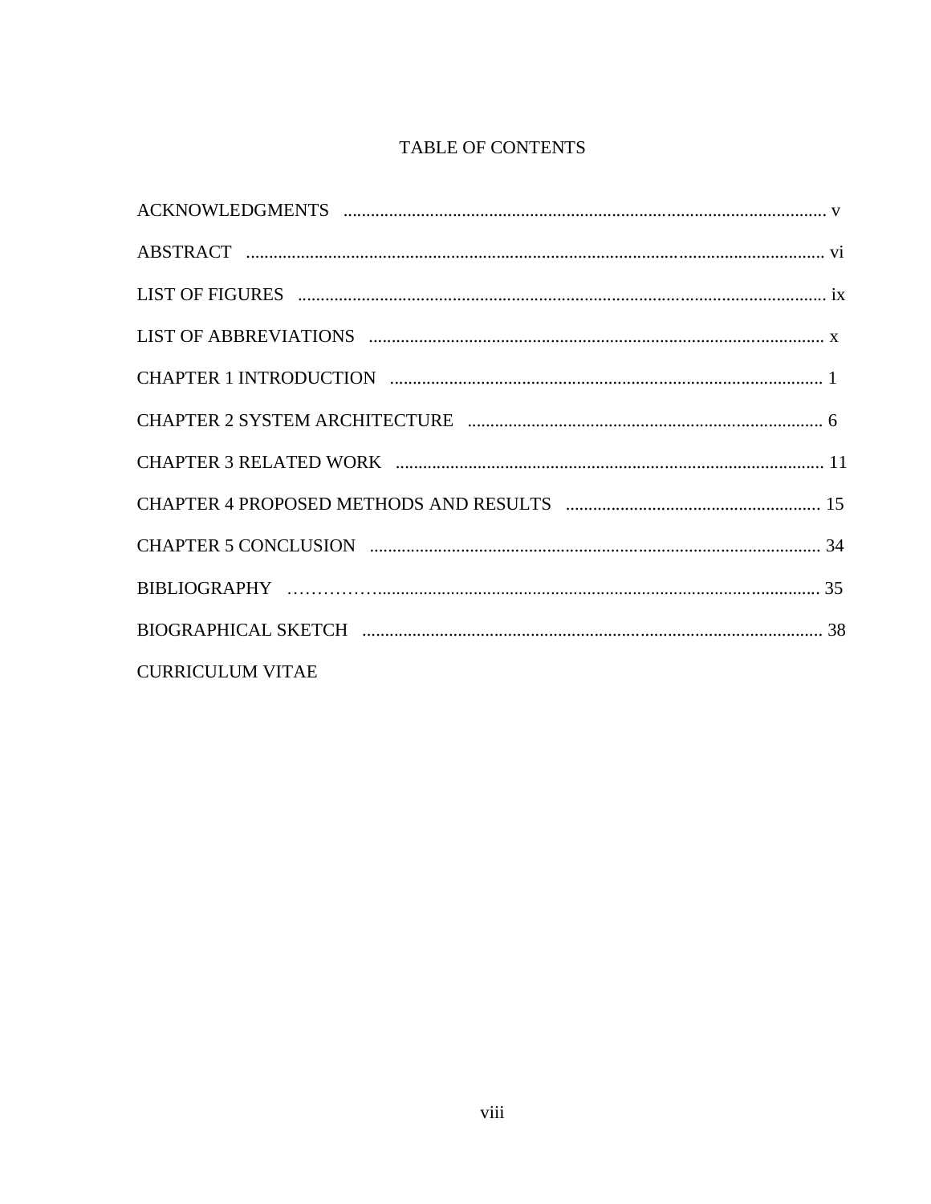# TABLE OF CONTENTS

ACKNOWLEDGMENTS .......................................................................................................... v

ABSTRACT ............................................................................................................................. vi

LIST OF FIGURES ................................................................................................................. ix

LIST OF ABBREVIATIONS .................................................................................................. x

CHAPTER 1 INTRODUCTION ............................................................................................... 1

CHAPTER 2 SYSTEM ARCHITECTURE .............................................................................. 6

CHAPTER 3 RELATED WORK ............................................................................................ 11

CHAPTER 4 PROPOSED METHODS AND RESULTS ........................................................ 15

CHAPTER 5 CONCLUSION .................................................................................................. 34

BIBLIOGRAPHY ……………................................................................................................ 35

BIOGRAPHICAL SKETCH .................................................................................................... 38

CURRICULUM VITAE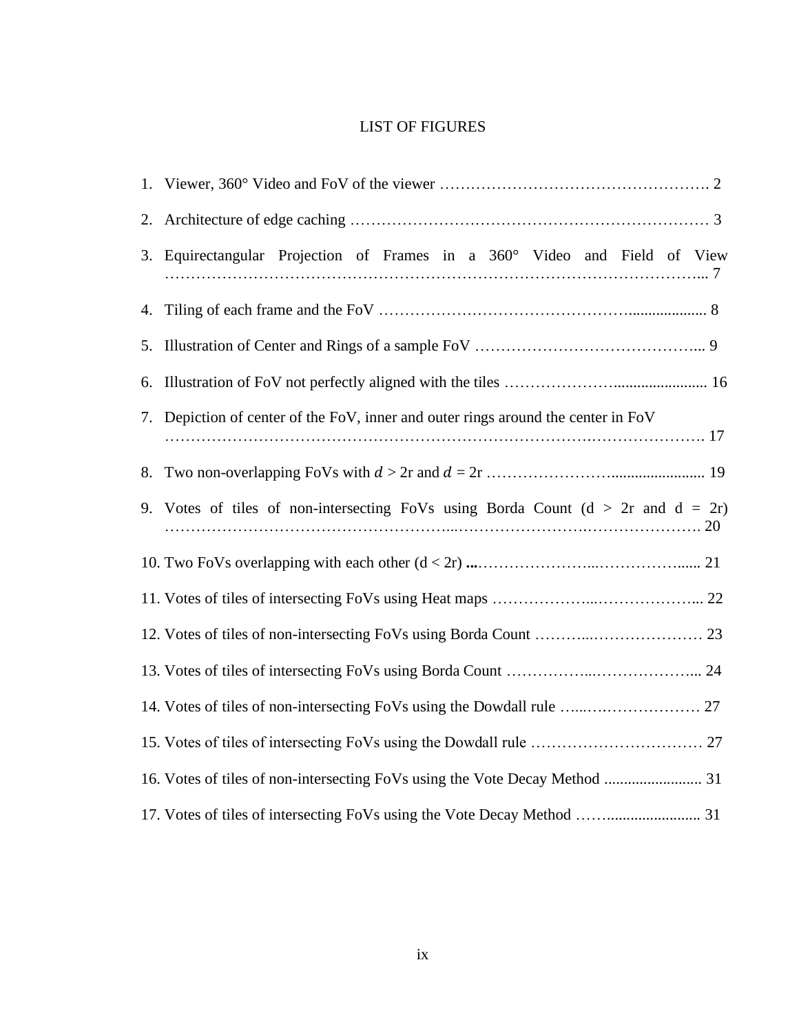# LIST OF FIGURES

1. Viewer, 360° Video and FoV of the viewer ……………………………………………. 2
2. Architecture of edge caching ………………………………………………………… 3
3. Equirectangular Projection of Frames in a 360° Video and Field of View …………………………………………………………………………………………... 7
4. Tiling of each frame and the FoV ……………………………………….................... 8
5. Illustration of Center and Rings of a sample FoV ……………………………………... 9
6. Illustration of FoV not perfectly aligned with the tiles …………………........................ 16
7. Depiction of center of the FoV, inner and outer rings around the center in FoV …………………………………………………………………….…………………. 17
8. Two non-overlapping FoVs with $d$ > 2r and $d$ = 2r ……………………........................ 19
9. Votes of tiles of non-intersecting FoVs using Borda Count (d > 2r and d = 2r) ……………………………………………...……………………….…………………. 20
10. Two FoVs overlapping with each other (d < 2r) ...…………………...……………...... 21
11. Votes of tiles of intersecting FoVs using Heat maps ………………...………………... 22
12. Votes of tiles of non-intersecting FoVs using Borda Count ………...………………… 23
13. Votes of tiles of intersecting FoVs using Borda Count ……………...………………... 24
14. Votes of tiles of non-intersecting FoVs using the Dowdall rule …...………………… 27
15. Votes of tiles of intersecting FoVs using the Dowdall rule …………………………… 27
16. Votes of tiles of non-intersecting FoVs using the Vote Decay Method ......................... 31
17. Votes of tiles of intersecting FoVs using the Vote Decay Method ……....................... 31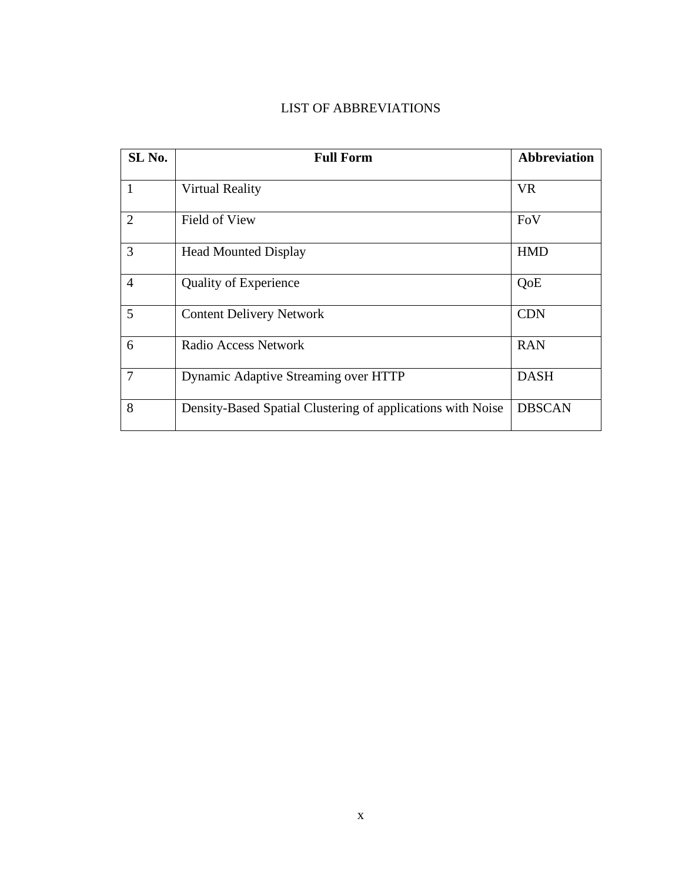# LIST OF ABBREVIATIONS

| SL No. | Full Form | Abbreviation |
|---|---|---|
| 1 | Virtual Reality | VR |
| 2 | Field of View | FoV |
| 3 | Head Mounted Display | HMD |
| 4 | Quality of Experience | QoE |
| 5 | Content Delivery Network | CDN |
| 6 | Radio Access Network | RAN |
| 7 | Dynamic Adaptive Streaming over HTTP | DASH |
| 8 | Density-Based Spatial Clustering of applications with Noise | DBSCAN |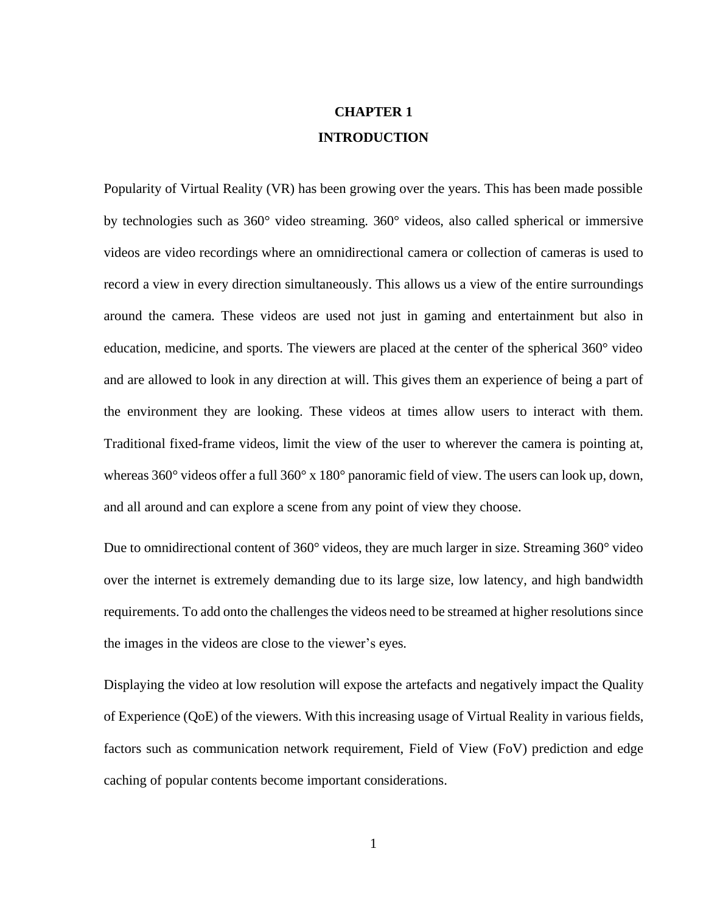# CHAPTER 1
# INTRODUCTION

Popularity of Virtual Reality (VR) has been growing over the years. This has been made possible by technologies such as 360° video streaming. 360° videos, also called spherical or immersive videos are video recordings where an omnidirectional camera or collection of cameras is used to record a view in every direction simultaneously. This allows us a view of the entire surroundings around the camera. These videos are used not just in gaming and entertainment but also in education, medicine, and sports. The viewers are placed at the center of the spherical 360° video and are allowed to look in any direction at will. This gives them an experience of being a part of the environment they are looking. These videos at times allow users to interact with them. Traditional fixed-frame videos, limit the view of the user to wherever the camera is pointing at, whereas 360° videos offer a full 360° x 180° panoramic field of view. The users can look up, down, and all around and can explore a scene from any point of view they choose.

Due to omnidirectional content of 360° videos, they are much larger in size. Streaming 360° video over the internet is extremely demanding due to its large size, low latency, and high bandwidth requirements. To add onto the challenges the videos need to be streamed at higher resolutions since the images in the videos are close to the viewer's eyes.

Displaying the video at low resolution will expose the artefacts and negatively impact the Quality of Experience (QoE) of the viewers. With this increasing usage of Virtual Reality in various fields, factors such as communication network requirement, Field of View (FoV) prediction and edge caching of popular contents become important considerations.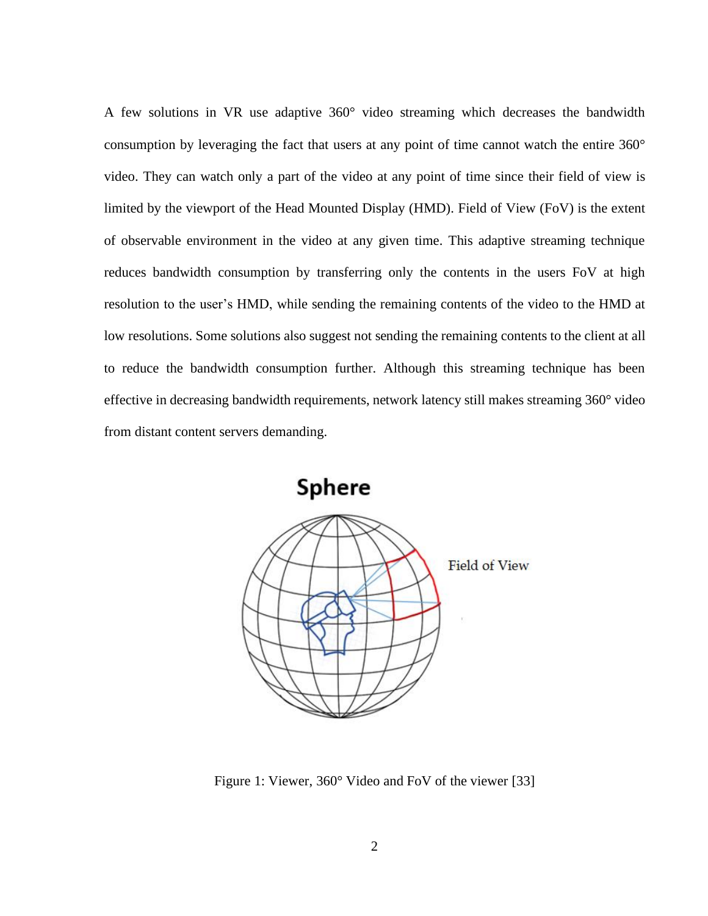A few solutions in VR use adaptive 360° video streaming which decreases the bandwidth consumption by leveraging the fact that users at any point of time cannot watch the entire 360° video. They can watch only a part of the video at any point of time since their field of view is limited by the viewport of the Head Mounted Display (HMD). Field of View (FoV) is the extent of observable environment in the video at any given time. This adaptive streaming technique reduces bandwidth consumption by transferring only the contents in the users FoV at high resolution to the user's HMD, while sending the remaining contents of the video to the HMD at low resolutions. Some solutions also suggest not sending the remaining contents to the client at all to reduce the bandwidth consumption further. Although this streaming technique has been effective in decreasing bandwidth requirements, network latency still makes streaming 360° video from distant content servers demanding.

Figure 1: Viewer, 360° Video and FoV of the viewer [33]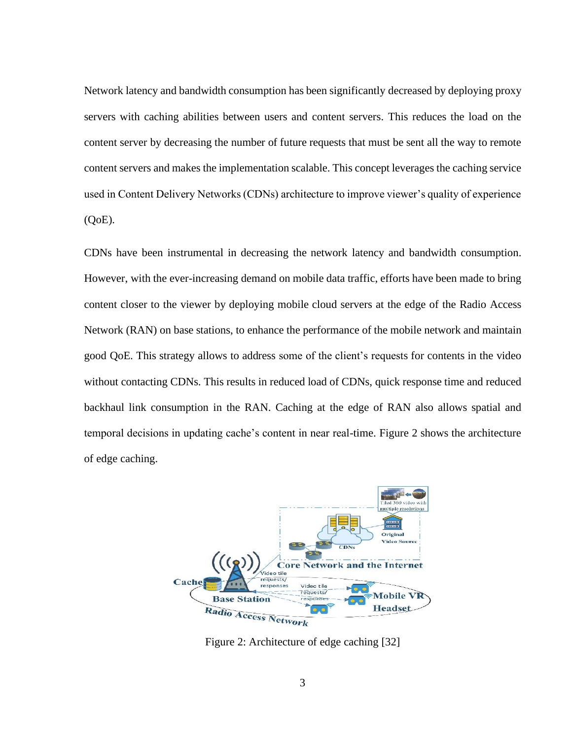Network latency and bandwidth consumption has been significantly decreased by deploying proxy servers with caching abilities between users and content servers. This reduces the load on the content server by decreasing the number of future requests that must be sent all the way to remote content servers and makes the implementation scalable. This concept leverages the caching service used in Content Delivery Networks (CDNs) architecture to improve viewer's quality of experience (QoE).

CDNs have been instrumental in decreasing the network latency and bandwidth consumption. However, with the ever-increasing demand on mobile data traffic, efforts have been made to bring content closer to the viewer by deploying mobile cloud servers at the edge of the Radio Access Network (RAN) on base stations, to enhance the performance of the mobile network and maintain good QoE. This strategy allows to address some of the client's requests for contents in the video without contacting CDNs. This results in reduced load of CDNs, quick response time and reduced backhaul link consumption in the RAN. Caching at the edge of RAN also allows spatial and temporal decisions in updating cache's content in near real-time. Figure 2 shows the architecture of edge caching.

Figure 2: Architecture of edge caching [32]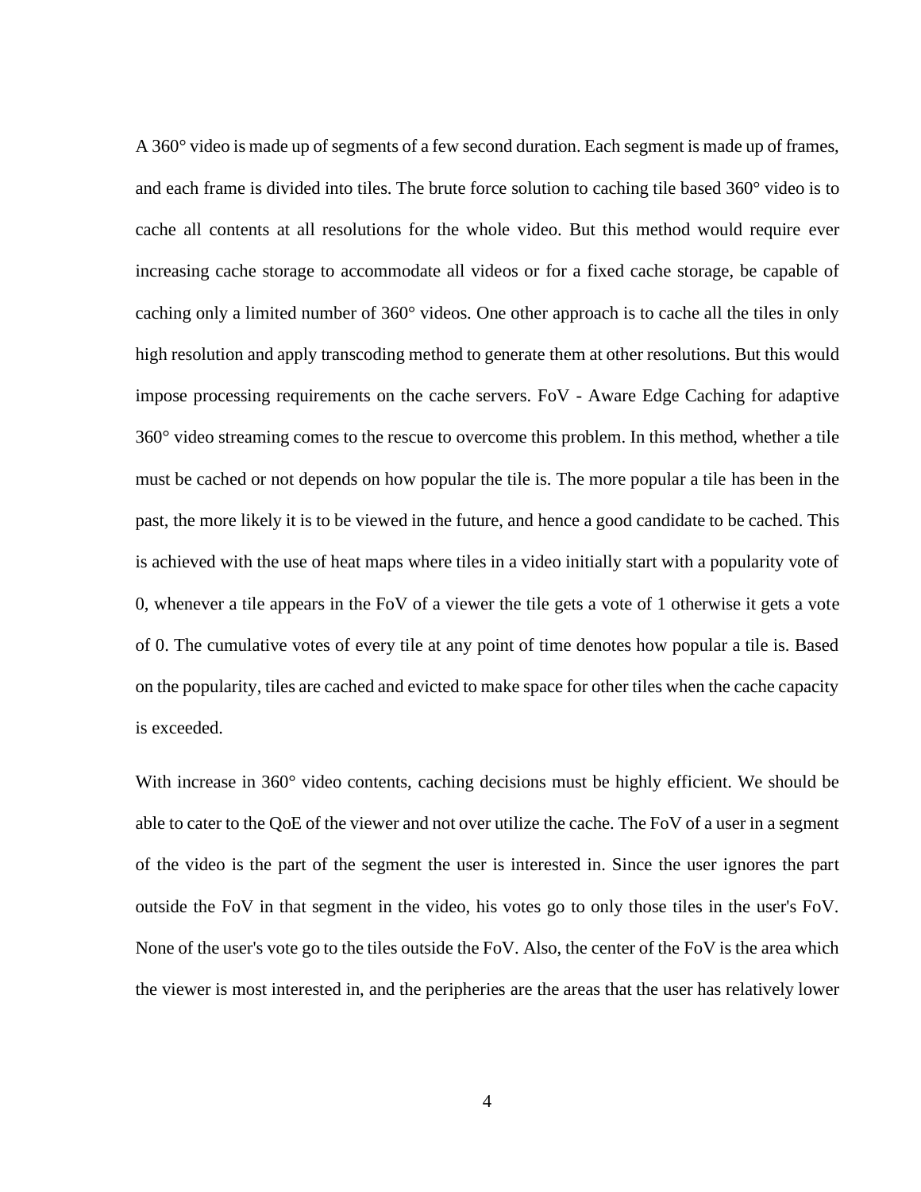A 360° video is made up of segments of a few second duration. Each segment is made up of frames, and each frame is divided into tiles. The brute force solution to caching tile based 360° video is to cache all contents at all resolutions for the whole video. But this method would require ever increasing cache storage to accommodate all videos or for a fixed cache storage, be capable of caching only a limited number of 360° videos. One other approach is to cache all the tiles in only high resolution and apply transcoding method to generate them at other resolutions. But this would impose processing requirements on the cache servers. FoV - Aware Edge Caching for adaptive 360° video streaming comes to the rescue to overcome this problem. In this method, whether a tile must be cached or not depends on how popular the tile is. The more popular a tile has been in the past, the more likely it is to be viewed in the future, and hence a good candidate to be cached. This is achieved with the use of heat maps where tiles in a video initially start with a popularity vote of 0, whenever a tile appears in the FoV of a viewer the tile gets a vote of 1 otherwise it gets a vote of 0. The cumulative votes of every tile at any point of time denotes how popular a tile is. Based on the popularity, tiles are cached and evicted to make space for other tiles when the cache capacity is exceeded.

With increase in 360° video contents, caching decisions must be highly efficient. We should be able to cater to the QoE of the viewer and not over utilize the cache. The FoV of a user in a segment of the video is the part of the segment the user is interested in. Since the user ignores the part outside the FoV in that segment in the video, his votes go to only those tiles in the user's FoV. None of the user's vote go to the tiles outside the FoV. Also, the center of the FoV is the area which the viewer is most interested in, and the peripheries are the areas that the user has relatively lower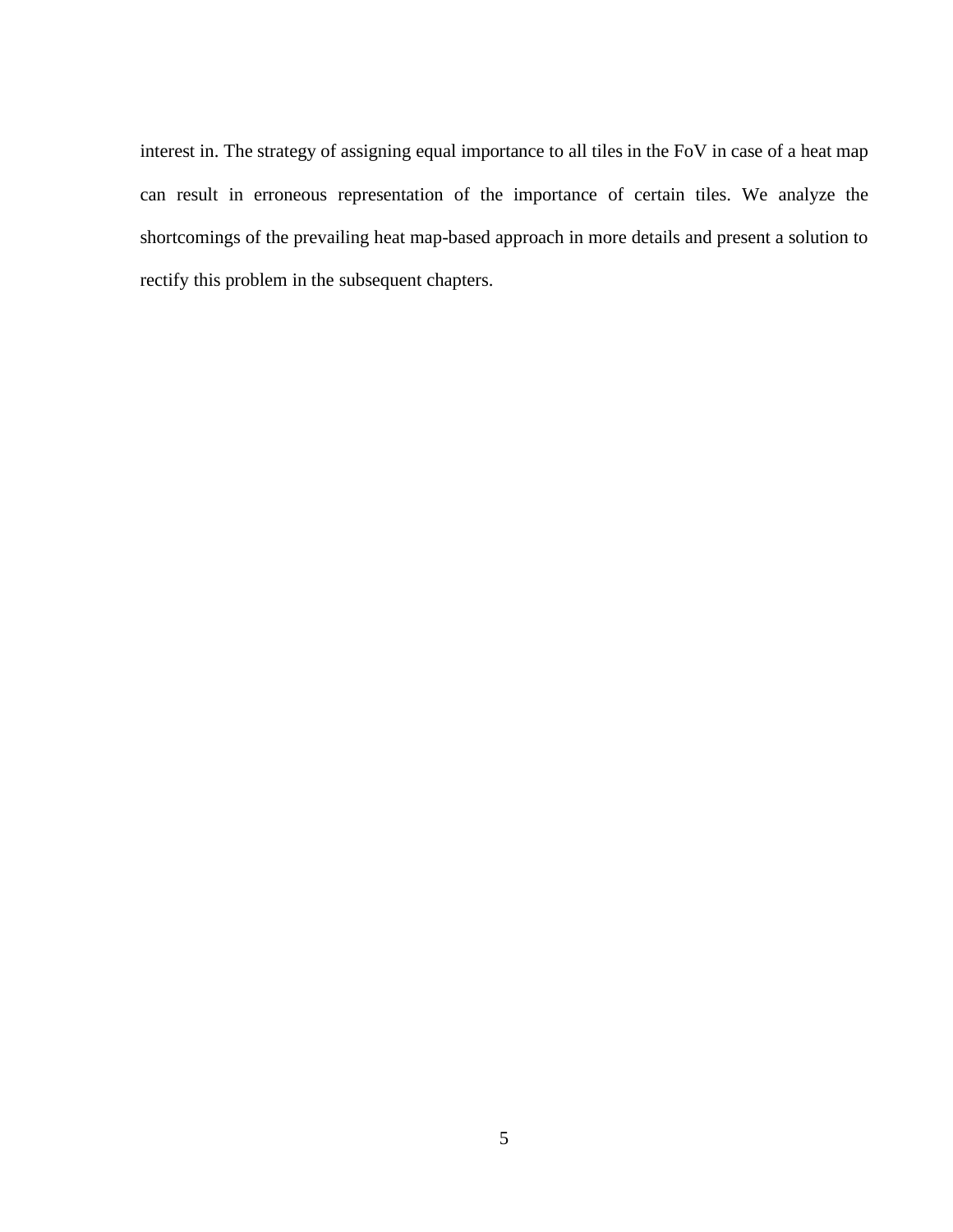interest in. The strategy of assigning equal importance to all tiles in the FoV in case of a heat map can result in erroneous representation of the importance of certain tiles. We analyze the shortcomings of the prevailing heat map-based approach in more details and present a solution to rectify this problem in the subsequent chapters.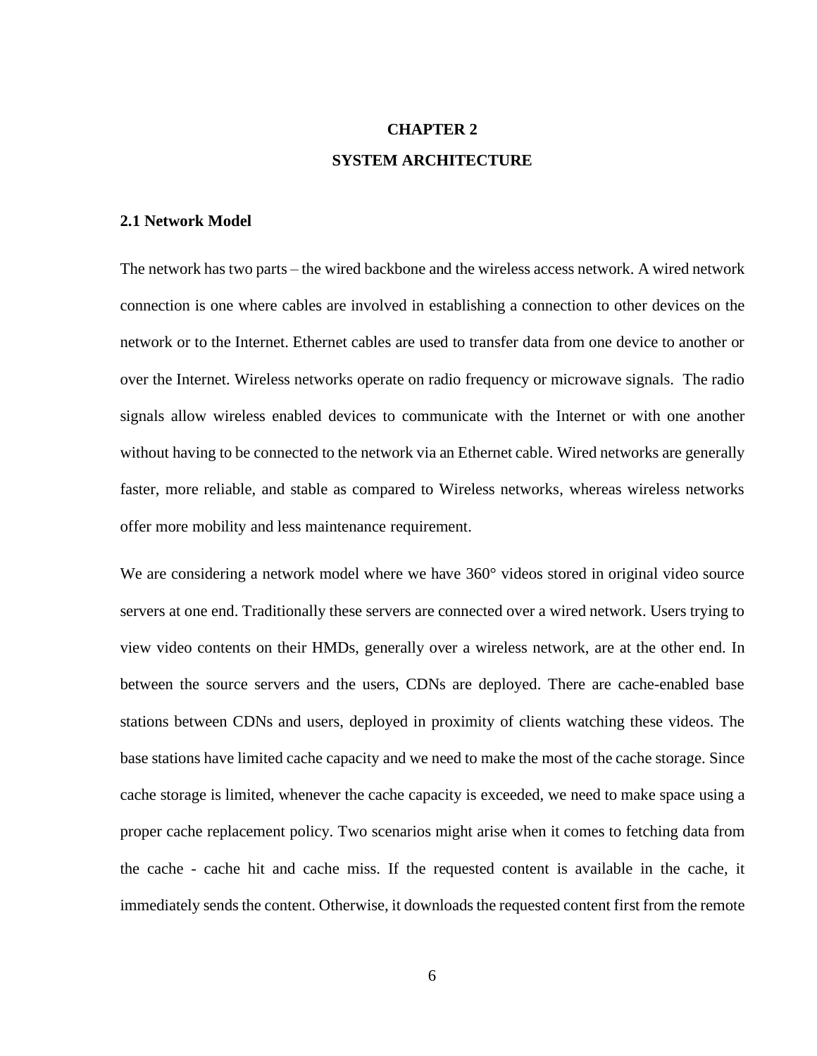# CHAPTER 2

# SYSTEM ARCHITECTURE

## 2.1 Network Model

The network has two parts – the wired backbone and the wireless access network. A wired network connection is one where cables are involved in establishing a connection to other devices on the network or to the Internet. Ethernet cables are used to transfer data from one device to another or over the Internet. Wireless networks operate on radio frequency or microwave signals. The radio signals allow wireless enabled devices to communicate with the Internet or with one another without having to be connected to the network via an Ethernet cable. Wired networks are generally faster, more reliable, and stable as compared to Wireless networks, whereas wireless networks offer more mobility and less maintenance requirement.

We are considering a network model where we have 360° videos stored in original video source servers at one end. Traditionally these servers are connected over a wired network. Users trying to view video contents on their HMDs, generally over a wireless network, are at the other end. In between the source servers and the users, CDNs are deployed. There are cache-enabled base stations between CDNs and users, deployed in proximity of clients watching these videos. The base stations have limited cache capacity and we need to make the most of the cache storage. Since cache storage is limited, whenever the cache capacity is exceeded, we need to make space using a proper cache replacement policy. Two scenarios might arise when it comes to fetching data from the cache - cache hit and cache miss. If the requested content is available in the cache, it immediately sends the content. Otherwise, it downloads the requested content first from the remote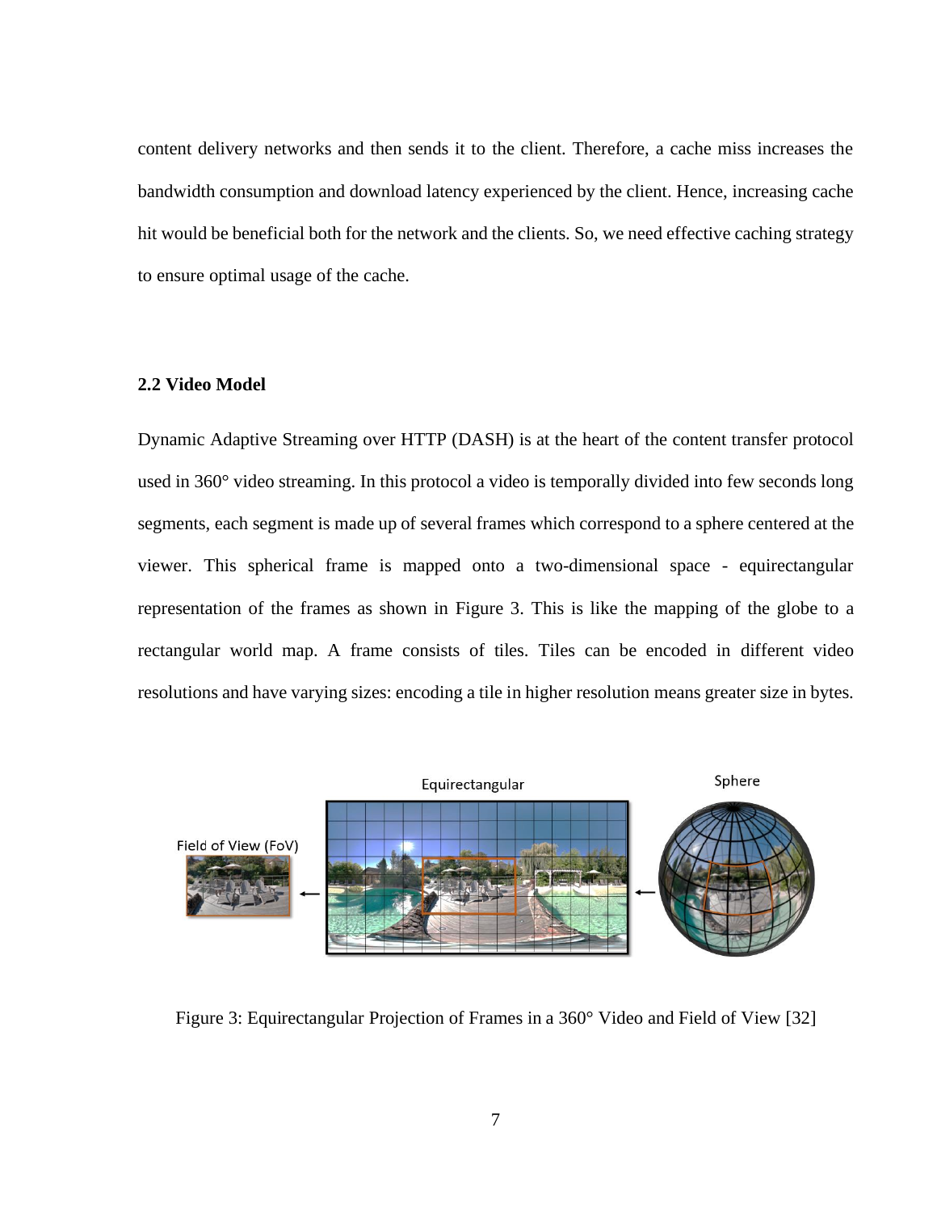content delivery networks and then sends it to the client. Therefore, a cache miss increases the bandwidth consumption and download latency experienced by the client. Hence, increasing cache hit would be beneficial both for the network and the clients. So, we need effective caching strategy to ensure optimal usage of the cache.

### 2.2 Video Model

Dynamic Adaptive Streaming over HTTP (DASH) is at the heart of the content transfer protocol used in 360° video streaming. In this protocol a video is temporally divided into few seconds long segments, each segment is made up of several frames which correspond to a sphere centered at the viewer. This spherical frame is mapped onto a two-dimensional space - equirectangular representation of the frames as shown in Figure 3. This is like the mapping of the globe to a rectangular world map. A frame consists of tiles. Tiles can be encoded in different video resolutions and have varying sizes: encoding a tile in higher resolution means greater size in bytes.

Figure 3: Equirectangular Projection of Frames in a 360° Video and Field of View [32]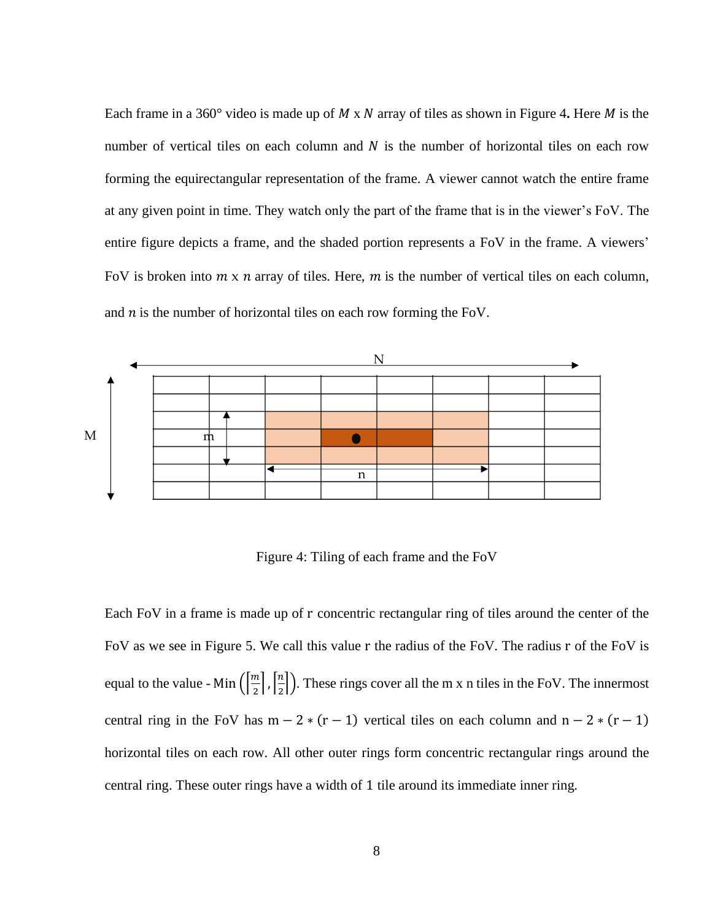Each frame in a 360° video is made up of $M$ x $N$ array of tiles as shown in Figure 4**.** Here $M$ is the number of vertical tiles on each column and $N$ is the number of horizontal tiles on each row forming the equirectangular representation of the frame. A viewer cannot watch the entire frame at any given point in time. They watch only the part of the frame that is in the viewer's FoV. The entire figure depicts a frame, and the shaded portion represents a FoV in the frame. A viewers' FoV is broken into $m$ x $n$ array of tiles. Here, $m$ is the number of vertical tiles on each column, and $n$ is the number of horizontal tiles on each row forming the FoV.

Figure 4: Tiling of each frame and the FoV

Each FoV in a frame is made up of r concentric rectangular ring of tiles around the center of the FoV as we see in Figure 5. We call this value r the radius of the FoV. The radius r of the FoV is equal to the value - Min $\left(\left\lceil\frac{m}{2}\right\rceil, \left\lceil\frac{n}{2}\right\rceil\right)$. These rings cover all the m x n tiles in the FoV. The innermost central ring in the FoV has $\mathrm{m} - 2 * (\mathrm{r} - 1)$ vertical tiles on each column and $\mathrm{n} - 2 * (\mathrm{r} - 1)$ horizontal tiles on each row. All other outer rings form concentric rectangular rings around the central ring. These outer rings have a width of 1 tile around its immediate inner ring.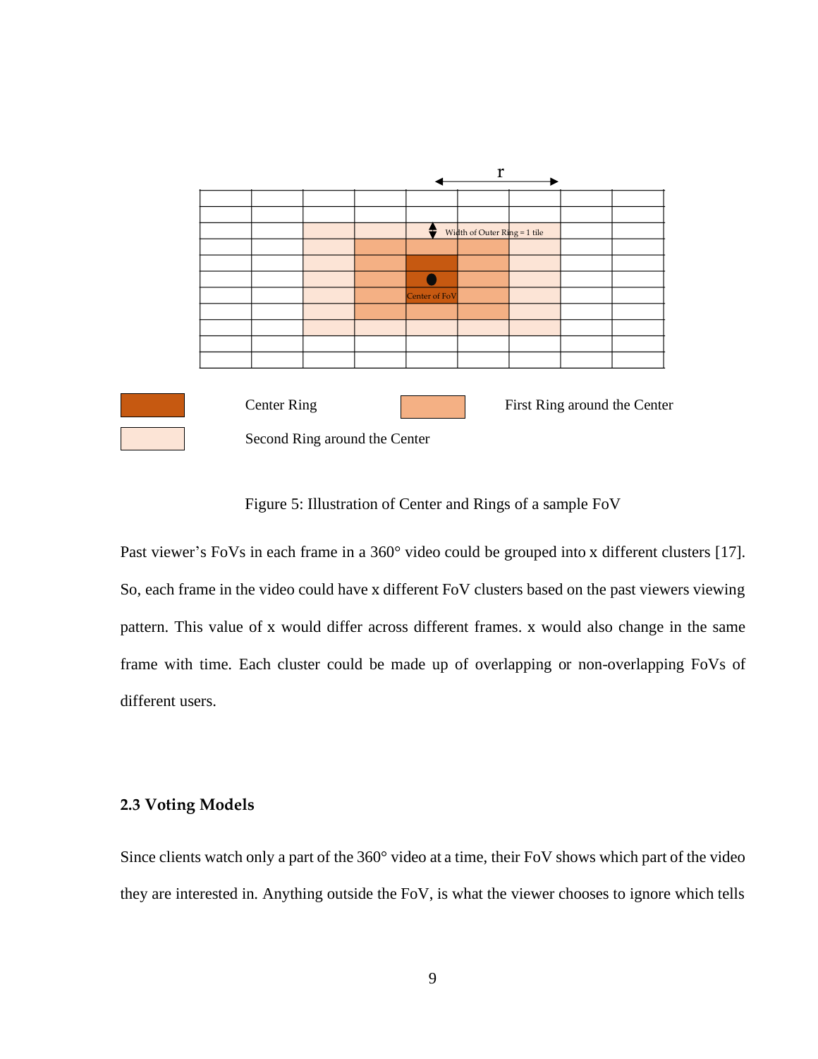Figure 5: Illustration of Center and Rings of a sample FoV

Past viewer's FoVs in each frame in a 360° video could be grouped into x different clusters [17]. So, each frame in the video could have x different FoV clusters based on the past viewers viewing pattern. This value of x would differ across different frames. x would also change in the same frame with time. Each cluster could be made up of overlapping or non-overlapping FoVs of different users.

### 2.3 Voting Models

Since clients watch only a part of the 360° video at a time, their FoV shows which part of the video they are interested in. Anything outside the FoV, is what the viewer chooses to ignore which tells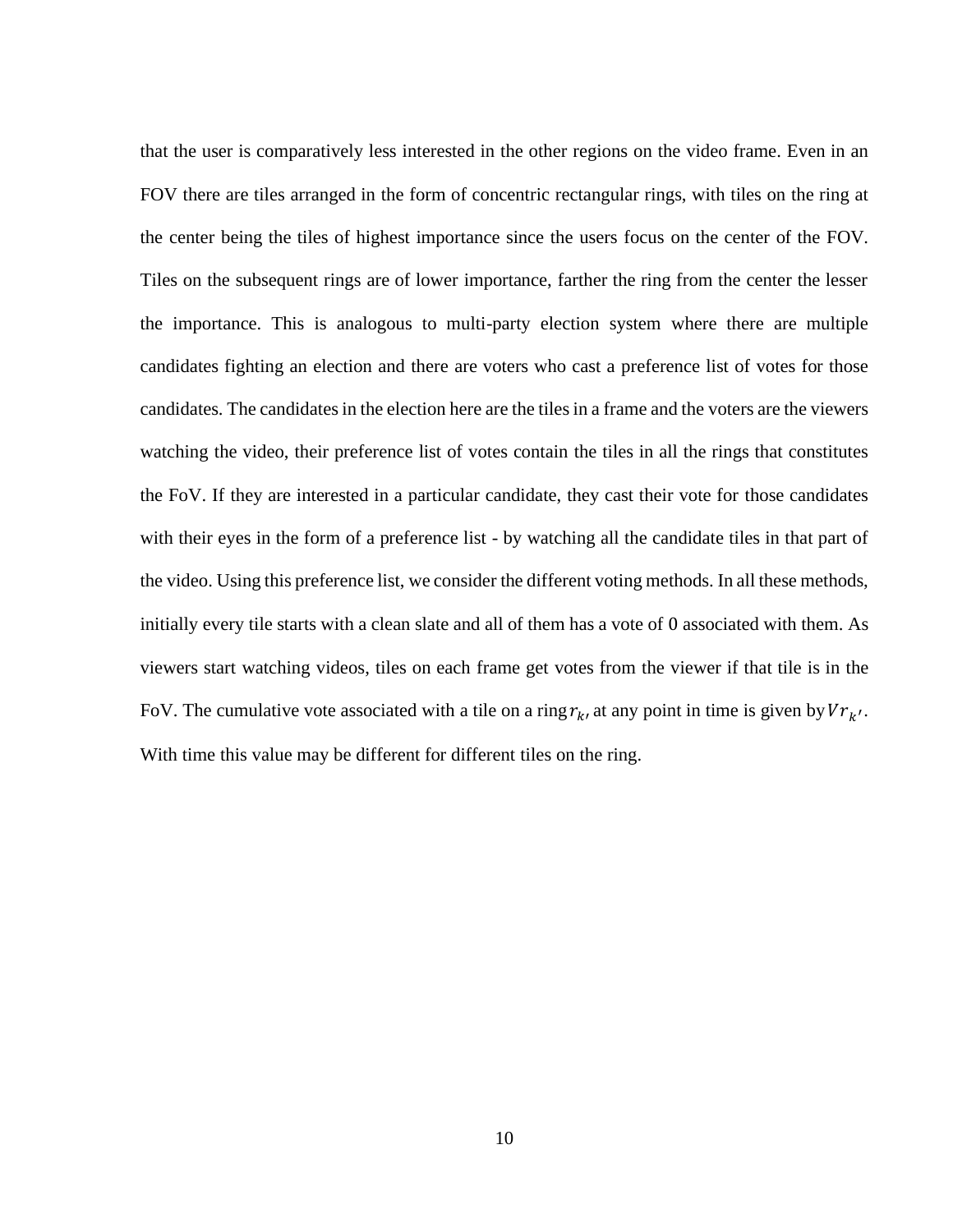that the user is comparatively less interested in the other regions on the video frame. Even in an FOV there are tiles arranged in the form of concentric rectangular rings, with tiles on the ring at the center being the tiles of highest importance since the users focus on the center of the FOV. Tiles on the subsequent rings are of lower importance, farther the ring from the center the lesser the importance. This is analogous to multi-party election system where there are multiple candidates fighting an election and there are voters who cast a preference list of votes for those candidates. The candidates in the election here are the tiles in a frame and the voters are the viewers watching the video, their preference list of votes contain the tiles in all the rings that constitutes the FoV. If they are interested in a particular candidate, they cast their vote for those candidates with their eyes in the form of a preference list - by watching all the candidate tiles in that part of the video. Using this preference list, we consider the different voting methods. In all these methods, initially every tile starts with a clean slate and all of them has a vote of 0 associated with them. As viewers start watching videos, tiles on each frame get votes from the viewer if that tile is in the FoV. The cumulative vote associated with a tile on a ring $r_{k'}$ at any point in time is given by $Vr_{k'}$. With time this value may be different for different tiles on the ring.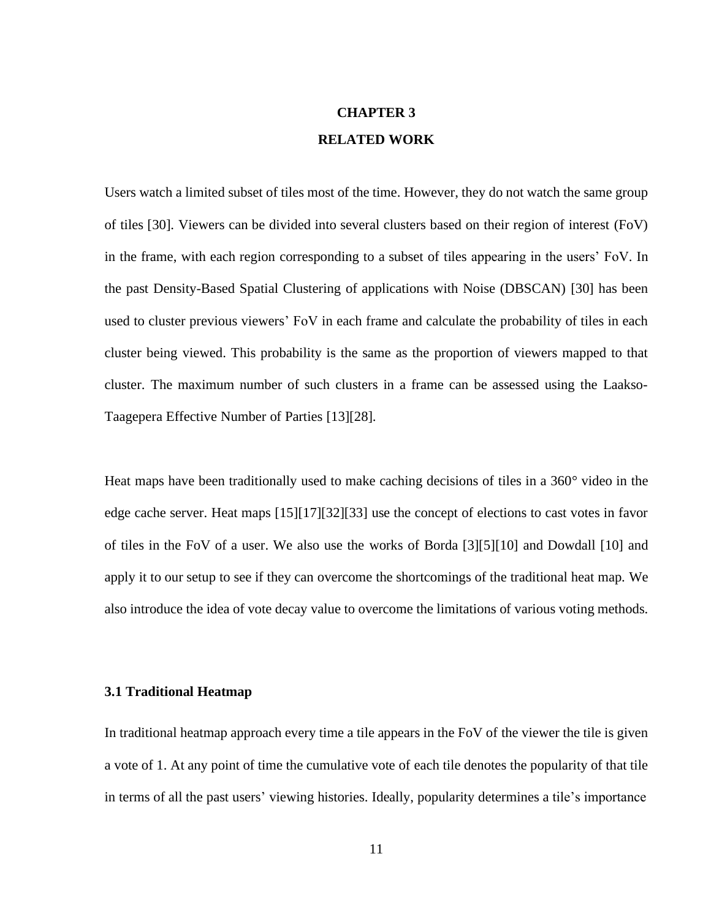# CHAPTER 3

# RELATED WORK

Users watch a limited subset of tiles most of the time. However, they do not watch the same group of tiles [30]. Viewers can be divided into several clusters based on their region of interest (FoV) in the frame, with each region corresponding to a subset of tiles appearing in the users' FoV. In the past Density-Based Spatial Clustering of applications with Noise (DBSCAN) [30] has been used to cluster previous viewers' FoV in each frame and calculate the probability of tiles in each cluster being viewed. This probability is the same as the proportion of viewers mapped to that cluster. The maximum number of such clusters in a frame can be assessed using the Laakso-Taagepera Effective Number of Parties [13][28].

Heat maps have been traditionally used to make caching decisions of tiles in a 360° video in the edge cache server. Heat maps [15][17][32][33] use the concept of elections to cast votes in favor of tiles in the FoV of a user. We also use the works of Borda [3][5][10] and Dowdall [10] and apply it to our setup to see if they can overcome the shortcomings of the traditional heat map. We also introduce the idea of vote decay value to overcome the limitations of various voting methods.

## 3.1 Traditional Heatmap

In traditional heatmap approach every time a tile appears in the FoV of the viewer the tile is given a vote of 1. At any point of time the cumulative vote of each tile denotes the popularity of that tile in terms of all the past users' viewing histories. Ideally, popularity determines a tile's importance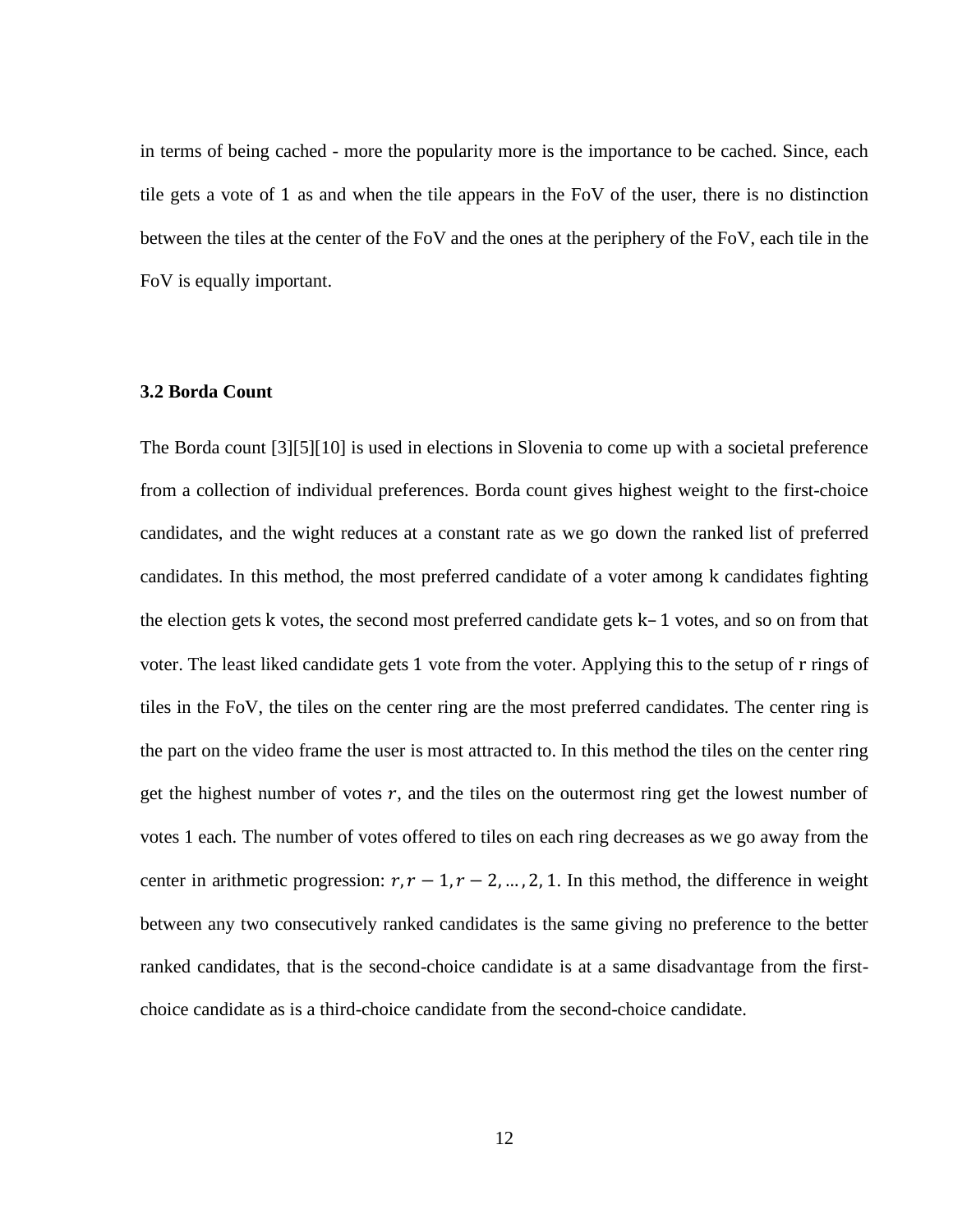in terms of being cached - more the popularity more is the importance to be cached. Since, each tile gets a vote of 1 as and when the tile appears in the FoV of the user, there is no distinction between the tiles at the center of the FoV and the ones at the periphery of the FoV, each tile in the FoV is equally important.

### 3.2 Borda Count

The Borda count [3][5][10] is used in elections in Slovenia to come up with a societal preference from a collection of individual preferences. Borda count gives highest weight to the first-choice candidates, and the wight reduces at a constant rate as we go down the ranked list of preferred candidates. In this method, the most preferred candidate of a voter among k candidates fighting the election gets k votes, the second most preferred candidate gets k− 1 votes, and so on from that voter. The least liked candidate gets 1 vote from the voter. Applying this to the setup of r rings of tiles in the FoV, the tiles on the center ring are the most preferred candidates. The center ring is the part on the video frame the user is most attracted to. In this method the tiles on the center ring get the highest number of votes $r$, and the tiles on the outermost ring get the lowest number of votes 1 each. The number of votes offered to tiles on each ring decreases as we go away from the center in arithmetic progression: $r, r-1, r-2, \ldots, 2, 1$. In this method, the difference in weight between any two consecutively ranked candidates is the same giving no preference to the better ranked candidates, that is the second-choice candidate is at a same disadvantage from the first-choice candidate as is a third-choice candidate from the second-choice candidate.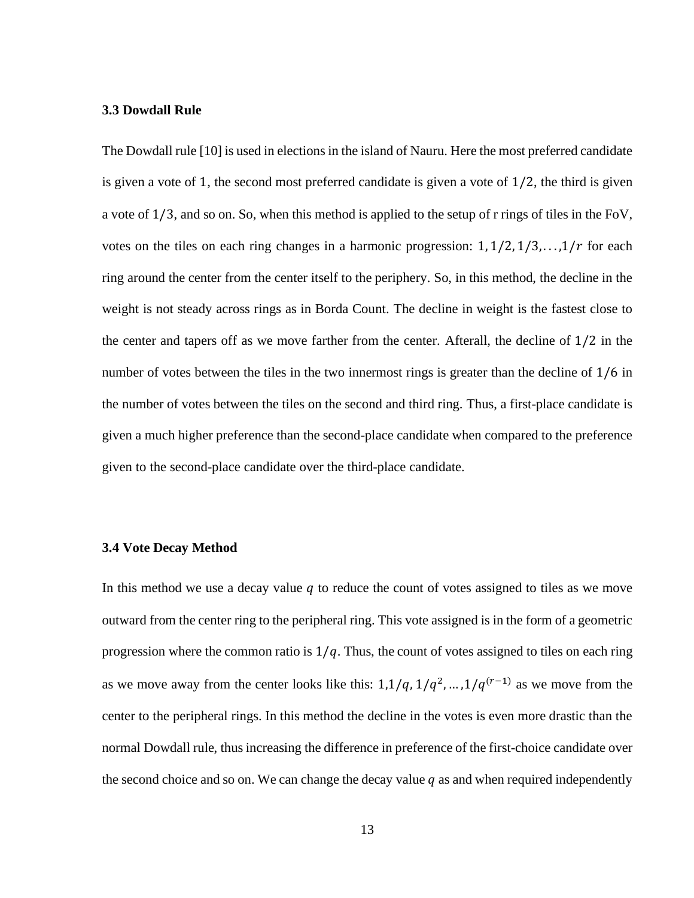### 3.3 Dowdall Rule

The Dowdall rule [10] is used in elections in the island of Nauru. Here the most preferred candidate is given a vote of $1$, the second most preferred candidate is given a vote of $1/2$, the third is given a vote of $1/3$, and so on. So, when this method is applied to the setup of r rings of tiles in the FoV, votes on the tiles on each ring changes in a harmonic progression: $1, 1/2, 1/3, \ldots, 1/r$ for each ring around the center from the center itself to the periphery. So, in this method, the decline in the weight is not steady across rings as in Borda Count. The decline in weight is the fastest close to the center and tapers off as we move farther from the center. Afterall, the decline of $1/2$ in the number of votes between the tiles in the two innermost rings is greater than the decline of $1/6$ in the number of votes between the tiles on the second and third ring. Thus, a first-place candidate is given a much higher preference than the second-place candidate when compared to the preference given to the second-place candidate over the third-place candidate.

### 3.4 Vote Decay Method

In this method we use a decay value $q$ to reduce the count of votes assigned to tiles as we move outward from the center ring to the peripheral ring. This vote assigned is in the form of a geometric progression where the common ratio is $1/q$. Thus, the count of votes assigned to tiles on each ring as we move away from the center looks like this: $1, 1/q, 1/q^2, \ldots, 1/q^{(r-1)}$ as we move from the center to the peripheral rings. In this method the decline in the votes is even more drastic than the normal Dowdall rule, thus increasing the difference in preference of the first-choice candidate over the second choice and so on. We can change the decay value $q$ as and when required independently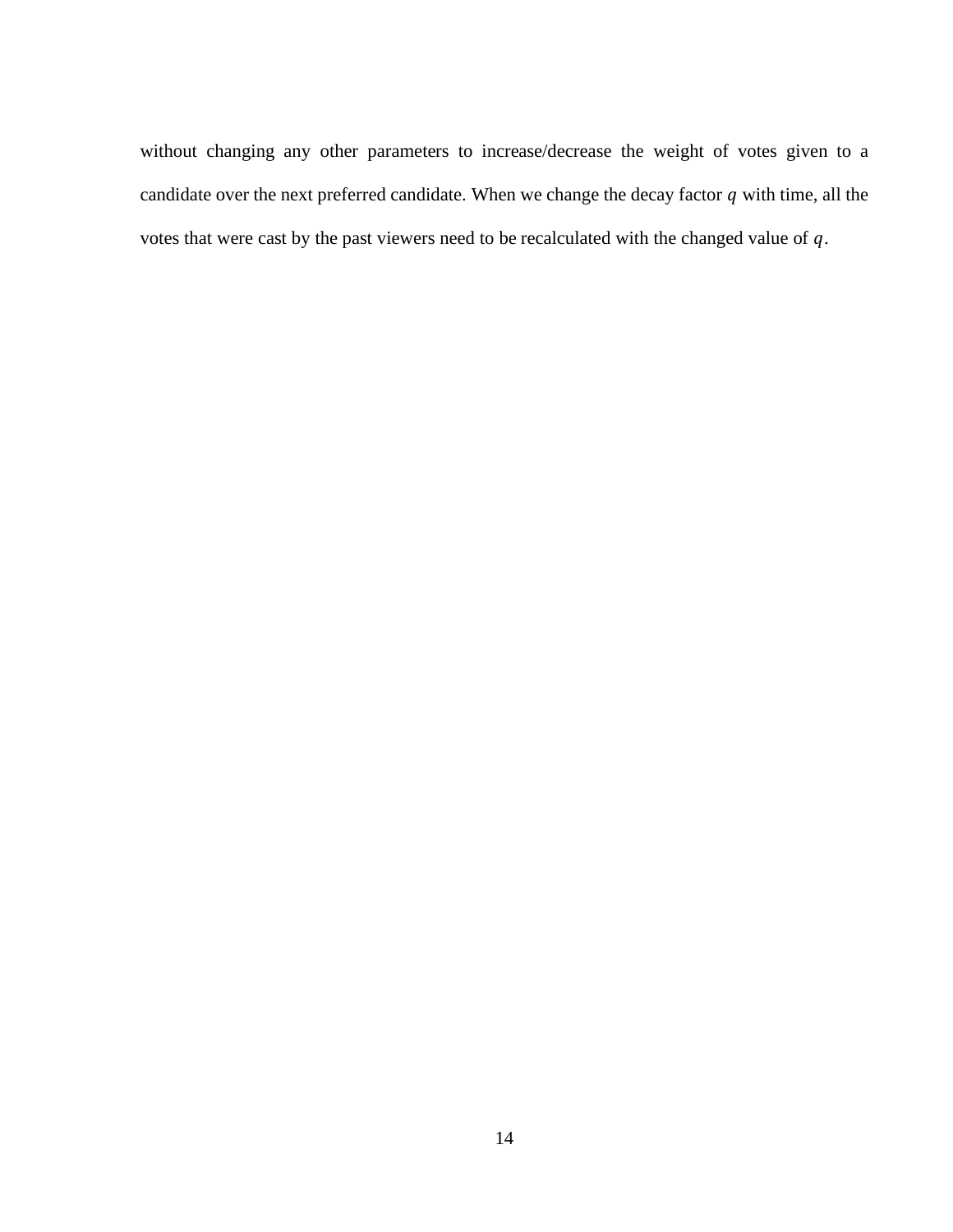without changing any other parameters to increase/decrease the weight of votes given to a candidate over the next preferred candidate. When we change the decay factor $q$ with time, all the votes that were cast by the past viewers need to be recalculated with the changed value of $q$.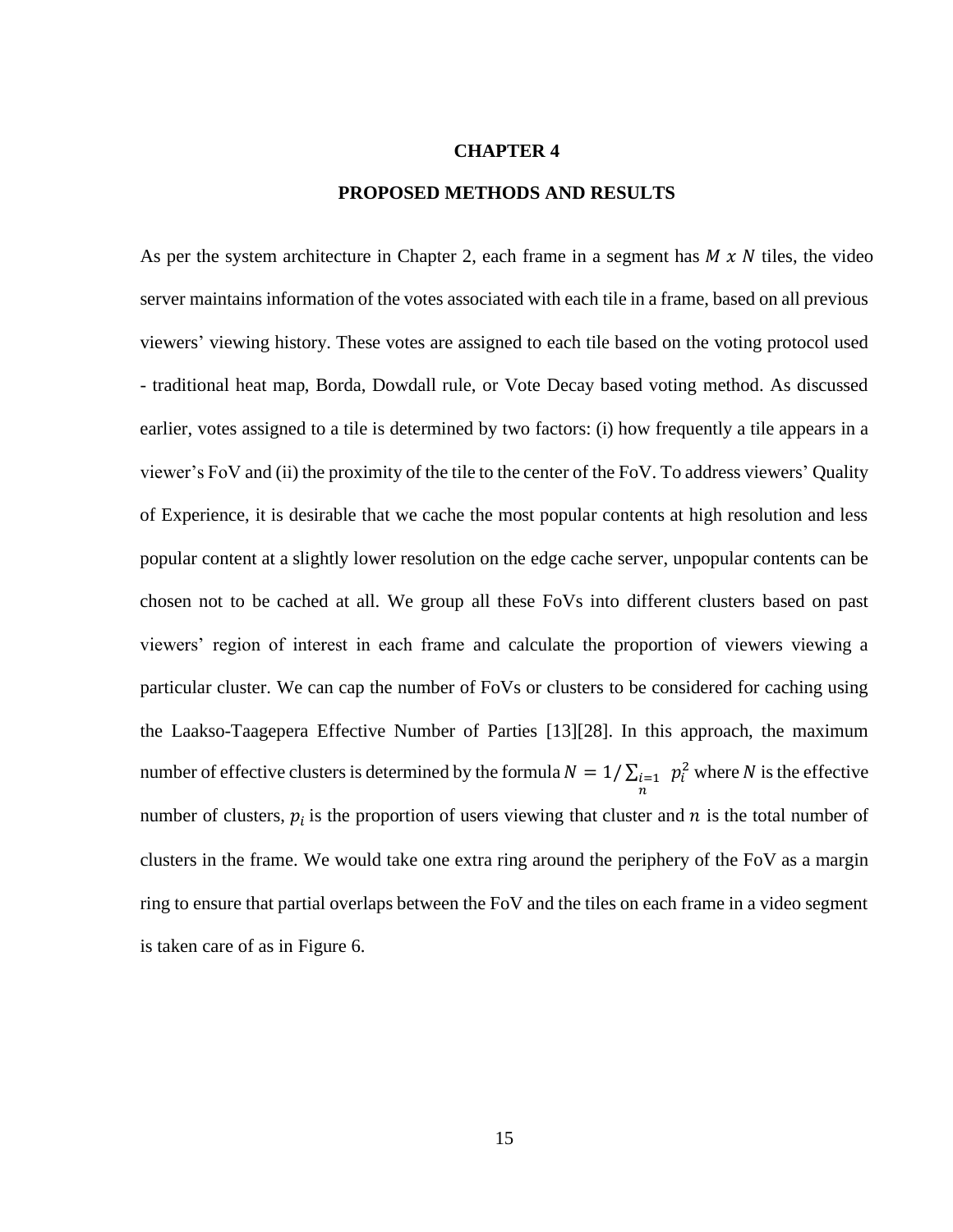# CHAPTER 4

## PROPOSED METHODS AND RESULTS

As per the system architecture in Chapter 2, each frame in a segment has $M \ x \ N$ tiles, the video server maintains information of the votes associated with each tile in a frame, based on all previous viewers' viewing history. These votes are assigned to each tile based on the voting protocol used - traditional heat map, Borda, Dowdall rule, or Vote Decay based voting method. As discussed earlier, votes assigned to a tile is determined by two factors: (i) how frequently a tile appears in a viewer's FoV and (ii) the proximity of the tile to the center of the FoV. To address viewers' Quality of Experience, it is desirable that we cache the most popular contents at high resolution and less popular content at a slightly lower resolution on the edge cache server, unpopular contents can be chosen not to be cached at all. We group all these FoVs into different clusters based on past viewers' region of interest in each frame and calculate the proportion of viewers viewing a particular cluster. We can cap the number of FoVs or clusters to be considered for caching using the Laakso-Taagepera Effective Number of Parties [13][28]. In this approach, the maximum number of effective clusters is determined by the formula $N = 1/\sum_{\substack{i=1 \\ n}} p_i^2$ where $N$ is the effective number of clusters, $p_i$ is the proportion of users viewing that cluster and $n$ is the total number of clusters in the frame. We would take one extra ring around the periphery of the FoV as a margin ring to ensure that partial overlaps between the FoV and the tiles on each frame in a video segment is taken care of as in Figure 6.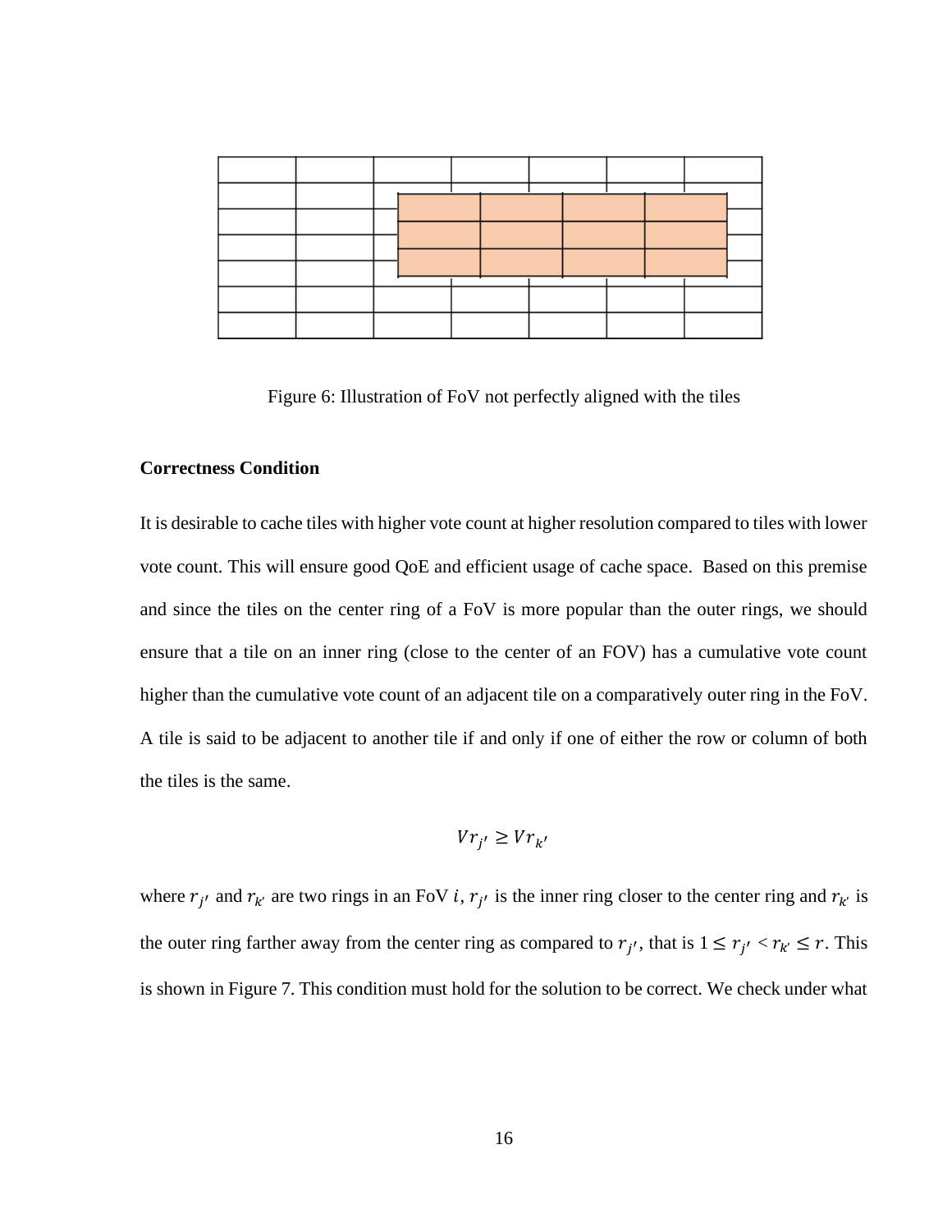Figure 6: Illustration of FoV not perfectly aligned with the tiles

**Correctness Condition**

It is desirable to cache tiles with higher vote count at higher resolution compared to tiles with lower vote count. This will ensure good QoE and efficient usage of cache space. Based on this premise and since the tiles on the center ring of a FoV is more popular than the outer rings, we should ensure that a tile on an inner ring (close to the center of an FOV) has a cumulative vote count higher than the cumulative vote count of an adjacent tile on a comparatively outer ring in the FoV. A tile is said to be adjacent to another tile if and only if one of either the row or column of both the tiles is the same.

$$Vr_{j'} \geq Vr_{k'}$$

where $r_{j'}$ and $r_{k'}$ are two rings in an FoV $i$, $r_{j'}$ is the inner ring closer to the center ring and $r_{k'}$ is the outer ring farther away from the center ring as compared to $r_{j'}$, that is $1 \leq r_{j'} < r_{k'} \leq r$. This is shown in Figure 7. This condition must hold for the solution to be correct. We check under what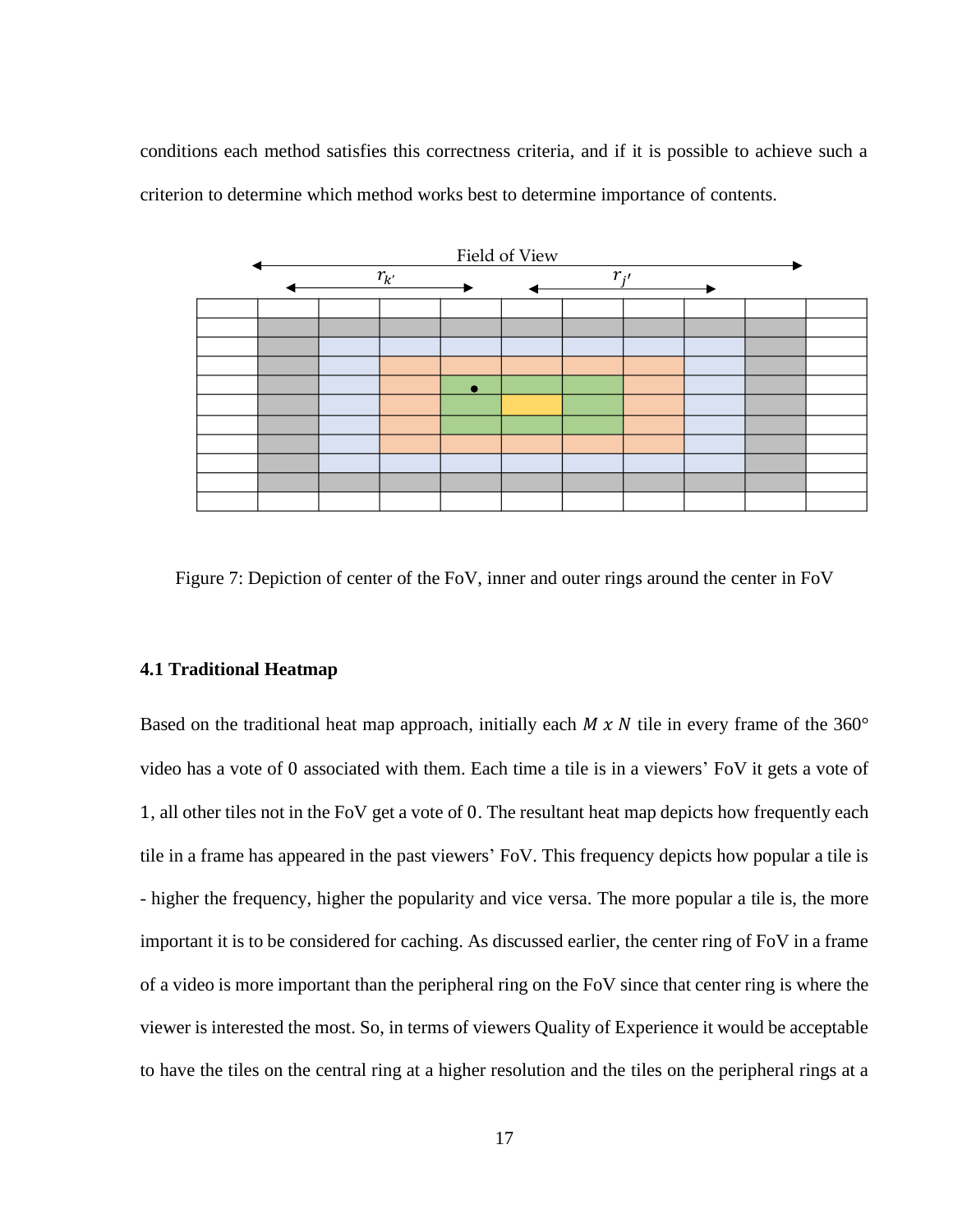conditions each method satisfies this correctness criteria, and if it is possible to achieve such a criterion to determine which method works best to determine importance of contents.

Figure 7: Depiction of center of the FoV, inner and outer rings around the center in FoV

### 4.1 Traditional Heatmap

Based on the traditional heat map approach, initially each $M \times N$ tile in every frame of the 360° video has a vote of 0 associated with them. Each time a tile is in a viewers' FoV it gets a vote of 1, all other tiles not in the FoV get a vote of 0. The resultant heat map depicts how frequently each tile in a frame has appeared in the past viewers' FoV. This frequency depicts how popular a tile is - higher the frequency, higher the popularity and vice versa. The more popular a tile is, the more important it is to be considered for caching. As discussed earlier, the center ring of FoV in a frame of a video is more important than the peripheral ring on the FoV since that center ring is where the viewer is interested the most. So, in terms of viewers Quality of Experience it would be acceptable to have the tiles on the central ring at a higher resolution and the tiles on the peripheral rings at a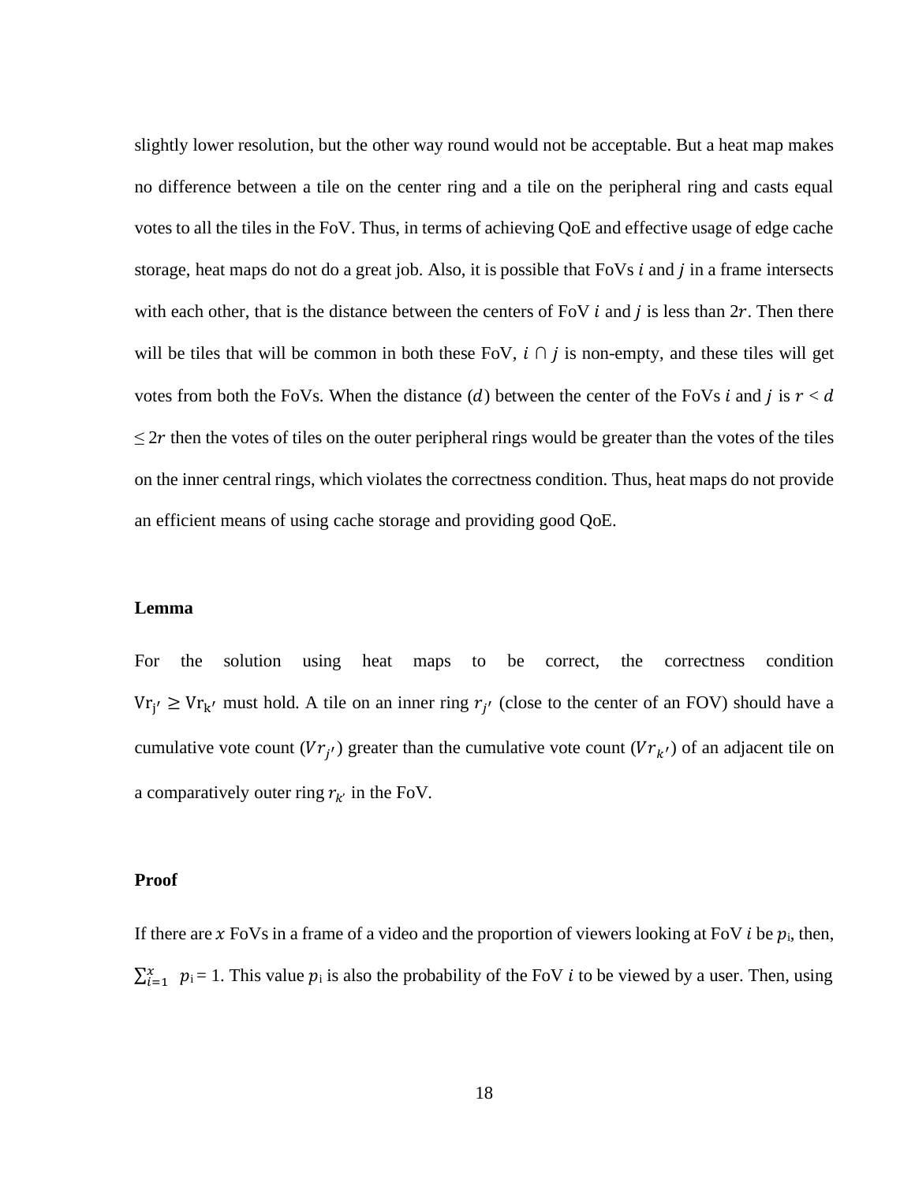slightly lower resolution, but the other way round would not be acceptable. But a heat map makes no difference between a tile on the center ring and a tile on the peripheral ring and casts equal votes to all the tiles in the FoV. Thus, in terms of achieving QoE and effective usage of edge cache storage, heat maps do not do a great job. Also, it is possible that FoVs $i$ and $j$ in a frame intersects with each other, that is the distance between the centers of FoV $i$ and $j$ is less than $2r$. Then there will be tiles that will be common in both these FoV, $i \cap j$ is non-empty, and these tiles will get votes from both the FoVs. When the distance ($d$) between the center of the FoVs $i$ and $j$ is $r < d \leq 2r$ then the votes of tiles on the outer peripheral rings would be greater than the votes of the tiles on the inner central rings, which violates the correctness condition. Thus, heat maps do not provide an efficient means of using cache storage and providing good QoE.

**Lemma**

For the solution using heat maps to be correct, the correctness condition $\mathrm{Vr}_{j'} \geq \mathrm{Vr}_{k'}$ must hold. A tile on an inner ring $r_{j'}$ (close to the center of an FOV) should have a cumulative vote count ($Vr_{j'}$) greater than the cumulative vote count ($Vr_{k'}$) of an adjacent tile on a comparatively outer ring $r_{k'}$ in the FoV.

**Proof**

If there are $x$ FoVs in a frame of a video and the proportion of viewers looking at FoV $i$ be $p_i$, then, $\sum_{i=1}^{x} p_i = 1$. This value $p_i$ is also the probability of the FoV $i$ to be viewed by a user. Then, using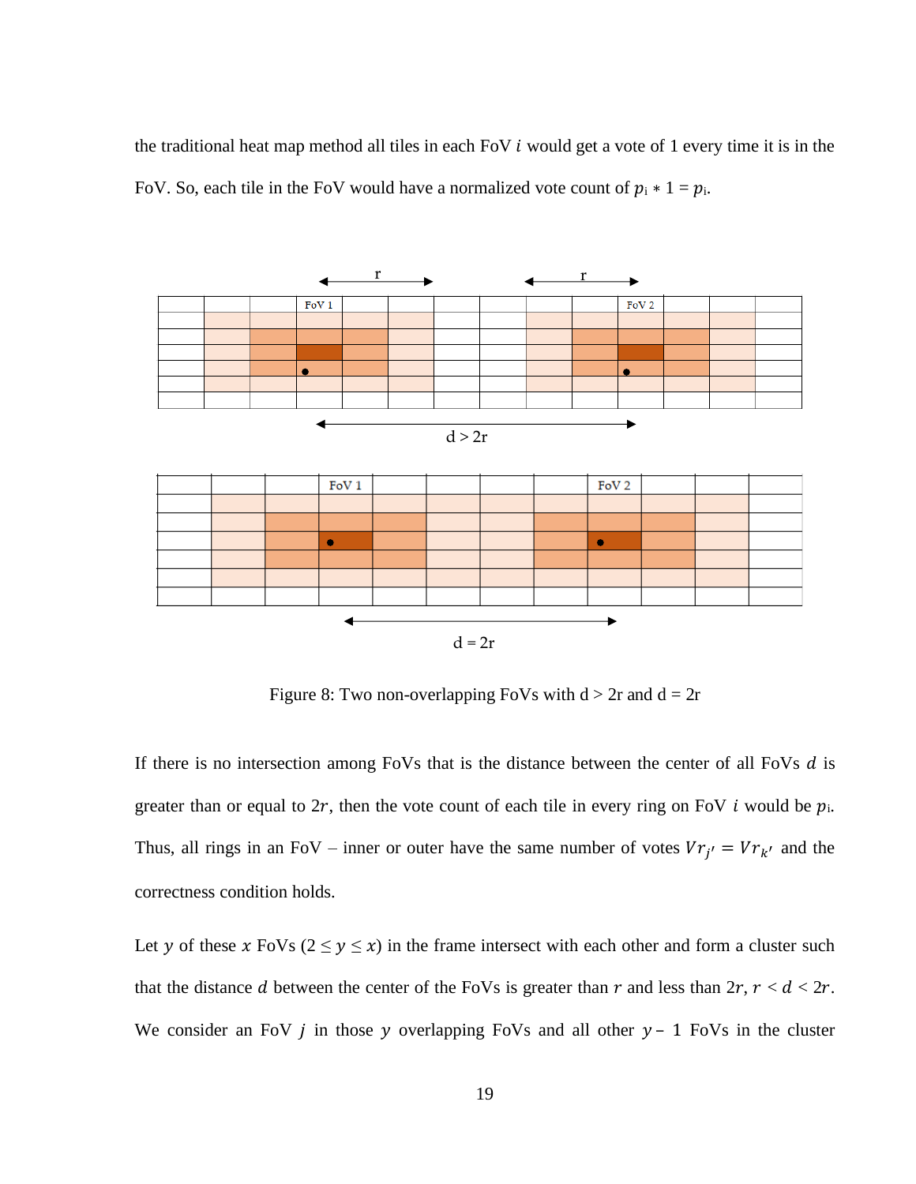the traditional heat map method all tiles in each FoV $i$ would get a vote of 1 every time it is in the FoV. So, each tile in the FoV would have a normalized vote count of $p_i * 1 = p_i$.

Figure 8: Two non-overlapping FoVs with d > 2r and d = 2r

If there is no intersection among FoVs that is the distance between the center of all FoVs $d$ is greater than or equal to $2r$, then the vote count of each tile in every ring on FoV $i$ would be $p_i$. Thus, all rings in an FoV – inner or outer have the same number of votes $Vr_{j'} = Vr_{k'}$ and the correctness condition holds.

Let $y$ of these $x$ FoVs $(2 \leq y \leq x)$ in the frame intersect with each other and form a cluster such that the distance $d$ between the center of the FoVs is greater than $r$ and less than $2r$, $r < d < 2r$. We consider an FoV $j$ in those $y$ overlapping FoVs and all other $y - 1$ FoVs in the cluster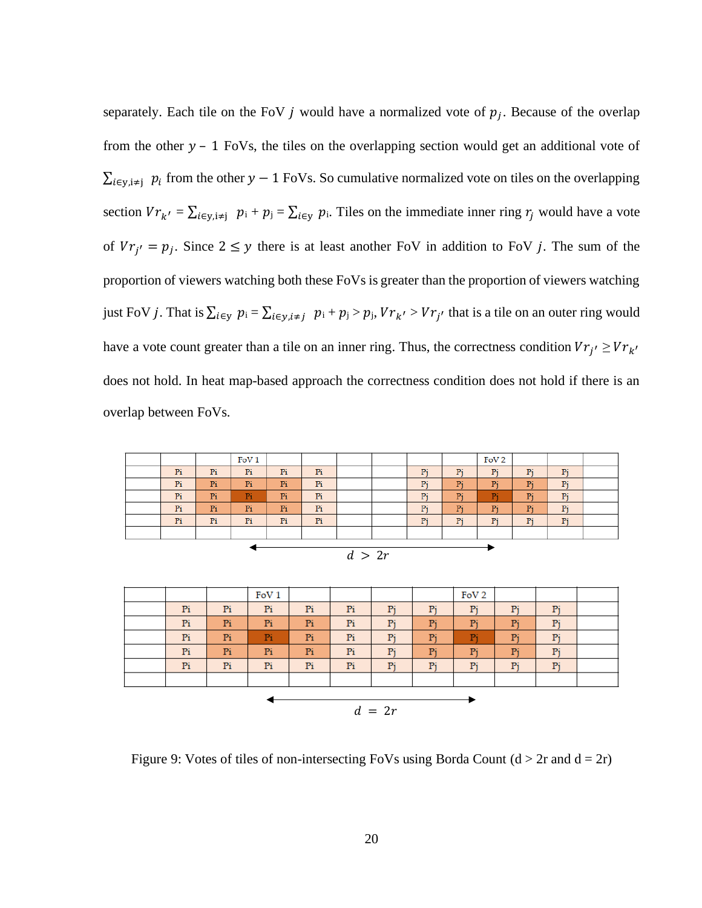separately. Each tile on the FoV $j$ would have a normalized vote of $p_j$. Because of the overlap from the other $y - 1$ FoVs, the tiles on the overlapping section would get an additional vote of $\sum_{i \in y, i \neq j} p_i$ from the other $y - 1$ FoVs. So cumulative normalized vote on tiles on the overlapping section $Vr_{k'} = \sum_{i \in y, i \neq j} p_i + p_j = \sum_{i \in y} p_i$. Tiles on the immediate inner ring $r_j$ would have a vote of $Vr_{j'} = p_j$. Since $2 \leq y$ there is at least another FoV in addition to FoV $j$. The sum of the proportion of viewers watching both these FoVs is greater than the proportion of viewers watching just FoV $j$. That is $\sum_{i \in y} p_i = \sum_{i \in y, i \neq j} p_i + p_j > p_j$, $Vr_{k'} > Vr_{j'}$ that is a tile on an outer ring would have a vote count greater than a tile on an inner ring. Thus, the correctness condition $Vr_{j'} \geq Vr_{k'}$ does not hold. In heat map-based approach the correctness condition does not hold if there is an overlap between FoVs.

| | | | FoV 1 | | | | | | | FoV 2 | | | |
|---|---|---|---|---|---|---|---|---|---|---|---|---|---|
| | Pi | Pi | Pi | Pi | Pi | | | Pj | Pj | Pj | Pj | Pj | |
| | Pi | Pi | Pi | Pi | Pi | | | Pj | Pj | Pj | Pj | Pj | |
| | Pi | Pi | Pi | Pi | Pi | | | Pj | Pj | Pj | Pj | Pj | |
| | Pi | Pi | Pi | Pi | Pi | | | Pj | Pj | Pj | Pj | Pj | |
| | Pi | Pi | Pi | Pi | Pi | | | Pj | Pj | Pj | Pj | Pj | |
| | | | | | | | | | | | | | |

$d > 2r$

| | | | FoV 1 | | | | | FoV 2 | | | |
|---|---|---|---|---|---|---|---|---|---|---|---|
| | Pi | Pi | Pi | Pi | Pi | Pj | Pj | Pj | Pj | Pj | |
| | Pi | Pi | Pi | Pi | Pi | Pj | Pj | Pj | Pj | Pj | |
| | Pi | Pi | Pi | Pi | Pi | Pj | Pj | Pj | Pj | Pj | |
| | Pi | Pi | Pi | Pi | Pi | Pj | Pj | Pj | Pj | Pj | |
| | Pi | Pi | Pi | Pi | Pi | Pj | Pj | Pj | Pj | Pj | |
| | | | | | | | | | | | |

$d = 2r$

Figure 9: Votes of tiles of non-intersecting FoVs using Borda Count (d > 2r and d = 2r)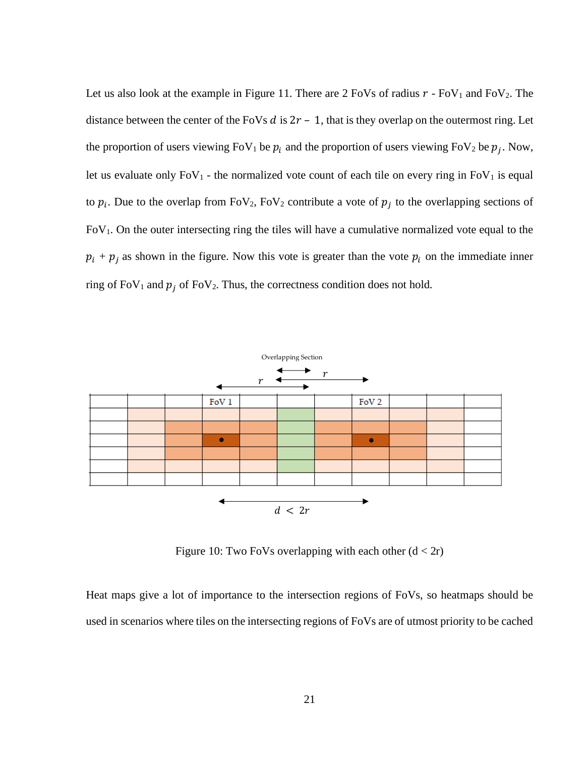Let us also look at the example in Figure 11. There are 2 FoVs of radius $r$ - $FoV_1$ and $FoV_2$. The distance between the center of the FoVs $d$ is $2r - 1$, that is they overlap on the outermost ring. Let the proportion of users viewing $FoV_1$ be $p_i$ and the proportion of users viewing $FoV_2$ be $p_j$. Now, let us evaluate only $FoV_1$ - the normalized vote count of each tile on every ring in $FoV_1$ is equal to $p_i$. Due to the overlap from $FoV_2$, $FoV_2$ contribute a vote of $p_j$ to the overlapping sections of $FoV_1$. On the outer intersecting ring the tiles will have a cumulative normalized vote equal to the $p_i + p_j$ as shown in the figure. Now this vote is greater than the vote $p_i$ on the immediate inner ring of $FoV_1$ and $p_j$ of $FoV_2$. Thus, the correctness condition does not hold.

Figure 10: Two FoVs overlapping with each other (d < 2r)

Heat maps give a lot of importance to the intersection regions of FoVs, so heatmaps should be used in scenarios where tiles on the intersecting regions of FoVs are of utmost priority to be cached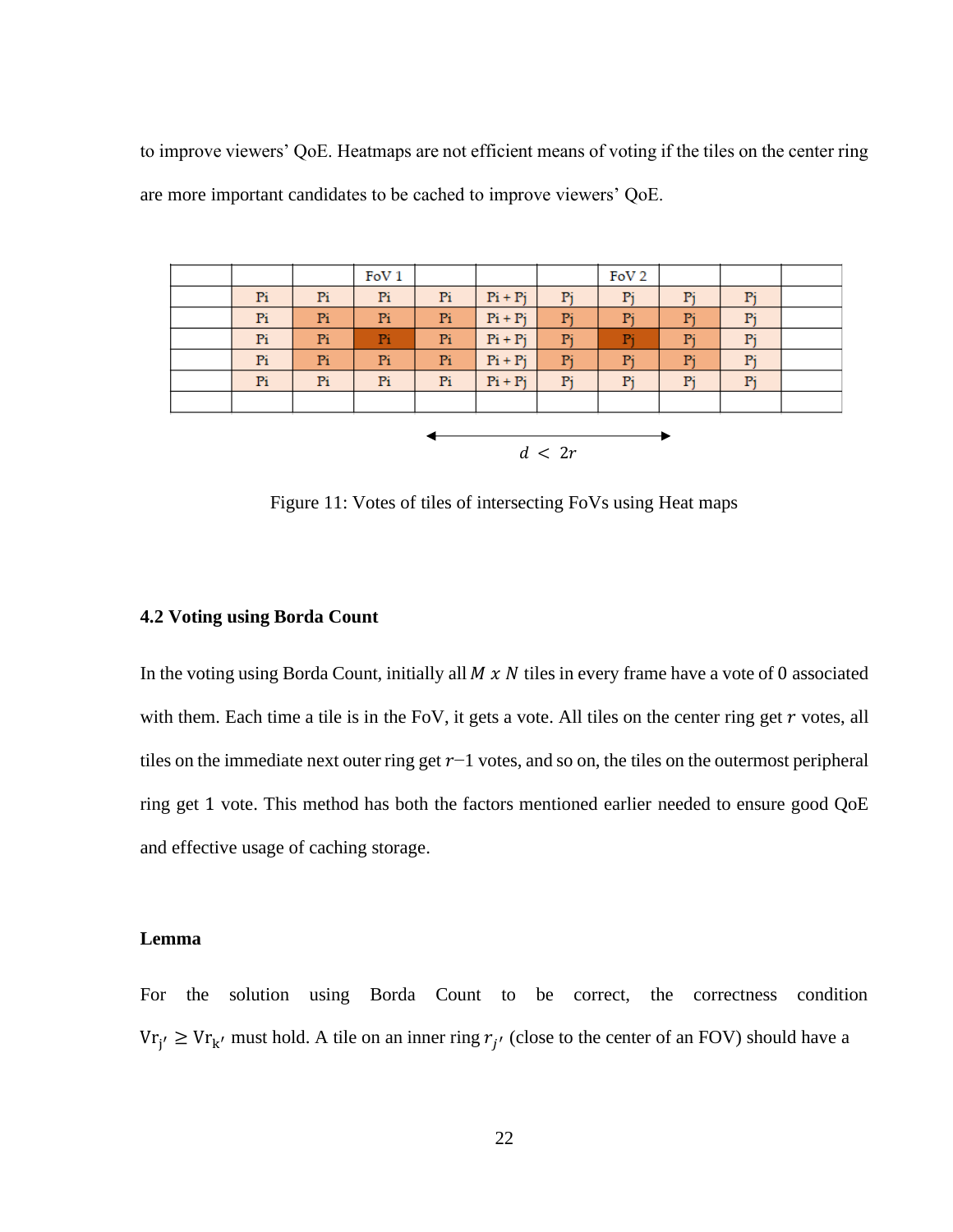to improve viewers' QoE. Heatmaps are not efficient means of voting if the tiles on the center ring are more important candidates to be cached to improve viewers' QoE.

| | | | FoV 1 | | | | FoV 2 | | | |
|---|---|---|---|---|---|---|---|---|---|---|
| | Pi | Pi | Pi | Pi | Pi + Pj | Pj | Pj | Pj | Pj | |
| | Pi | Pi | Pi | Pi | Pi + Pj | Pj | Pj | Pj | Pj | |
| | Pi | Pi | Pi | Pi | Pi + Pj | Pj | Pj | Pj | Pj | |
| | Pi | Pi | Pi | Pi | Pi + Pj | Pj | Pj | Pj | Pj | |
| | Pi | Pi | Pi | Pi | Pi + Pj | Pj | Pj | Pj | Pj | |
| | | | | | | | | | | |

$d < 2r$

Figure 11: Votes of tiles of intersecting FoVs using Heat maps

### 4.2 Voting using Borda Count

In the voting using Borda Count, initially all $M \; x \; N$ tiles in every frame have a vote of 0 associated with them. Each time a tile is in the FoV, it gets a vote. All tiles on the center ring get $r$ votes, all tiles on the immediate next outer ring get $r$−1 votes, and so on, the tiles on the outermost peripheral ring get 1 vote. This method has both the factors mentioned earlier needed to ensure good QoE and effective usage of caching storage.

**Lemma**

For the solution using Borda Count to be correct, the correctness condition $\mathrm{Vr}_{j'} \geq \mathrm{Vr}_{k'}$ must hold. A tile on an inner ring $r_{j'}$ (close to the center of an FOV) should have a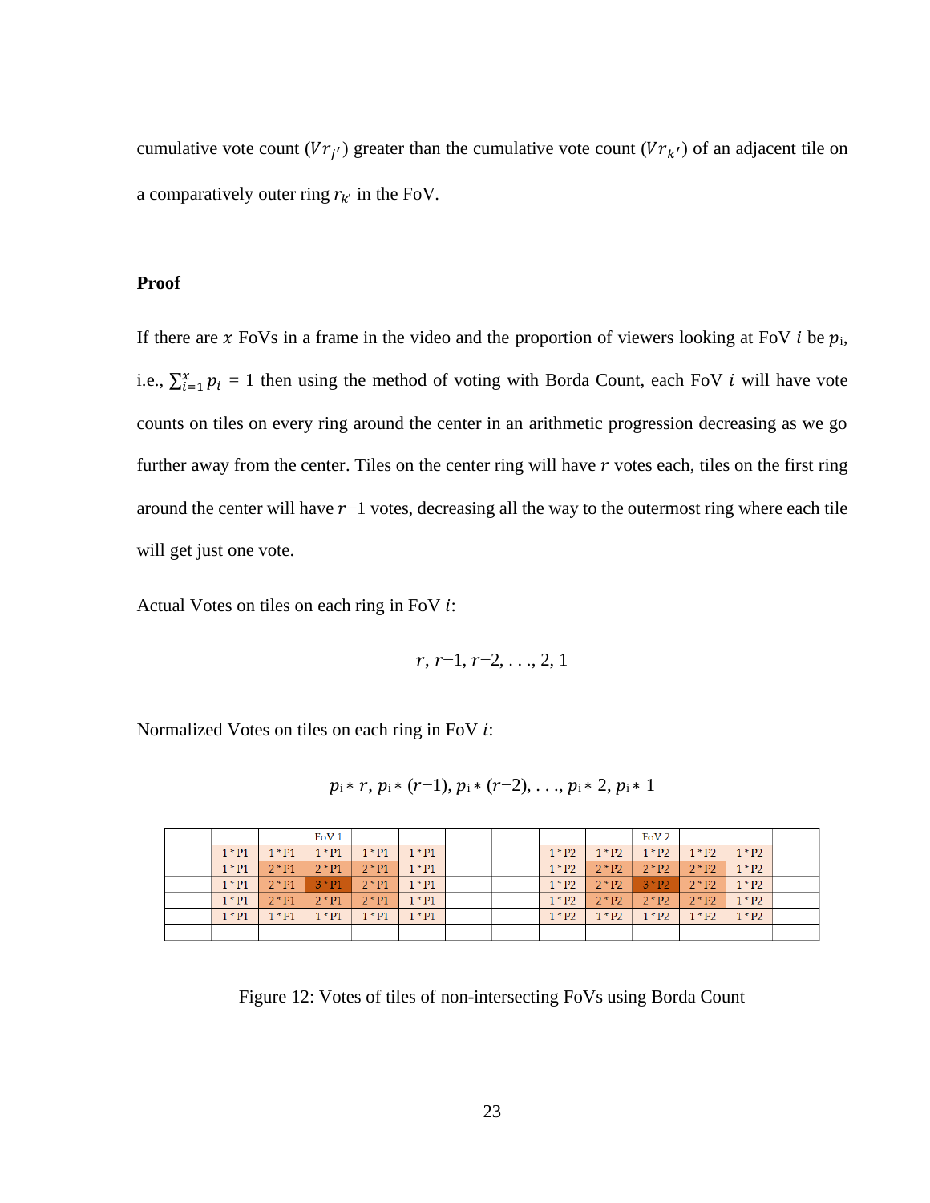cumulative vote count ($Vr_{j'}$) greater than the cumulative vote count ($Vr_{k'}$) of an adjacent tile on a comparatively outer ring $r_{k'}$ in the FoV.

**Proof**

If there are $x$ FoVs in a frame in the video and the proportion of viewers looking at FoV $i$ be $p_i$, i.e., $\sum_{i=1}^{x} p_i = 1$ then using the method of voting with Borda Count, each FoV $i$ will have vote counts on tiles on every ring around the center in an arithmetic progression decreasing as we go further away from the center. Tiles on the center ring will have $r$ votes each, tiles on the first ring around the center will have $r-1$ votes, decreasing all the way to the outermost ring where each tile will get just one vote.

Actual Votes on tiles on each ring in FoV $i$:

$$r, r-1, r-2, \ldots, 2, 1$$

Normalized Votes on tiles on each ring in FoV $i$:

$$p_i * r, p_i * (r-1), p_i * (r-2), \ldots, p_i * 2, p_i * 1$$

| | | | FoV 1 | | | | | | | FoV 2 | | | |
|---|---|---|---|---|---|---|---|---|---|---|---|---|---|
| | 1 * P1 | 1 * P1 | 1 * P1 | 1 * P1 | 1 * P1 | | | 1 * P2 | 1 * P2 | 1 * P2 | 1 * P2 | 1 * P2 | |
| | 1 * P1 | 2 * P1 | 2 * P1 | 2 * P1 | 1 * P1 | | | 1 * P2 | 2 * P2 | 2 * P2 | 2 * P2 | 1 * P2 | |
| | 1 * P1 | 2 * P1 | 3 * P1 | 2 * P1 | 1 * P1 | | | 1 * P2 | 2 * P2 | 3 * P2 | 2 * P2 | 1 * P2 | |
| | 1 * P1 | 2 * P1 | 2 * P1 | 2 * P1 | 1 * P1 | | | 1 * P2 | 2 * P2 | 2 * P2 | 2 * P2 | 1 * P2 | |
| | 1 * P1 | 1 * P1 | 1 * P1 | 1 * P1 | 1 * P1 | | | 1 * P2 | 1 * P2 | 1 * P2 | 1 * P2 | 1 * P2 | |
| | | | | | | | | | | | | | |

Figure 12: Votes of tiles of non-intersecting FoVs using Borda Count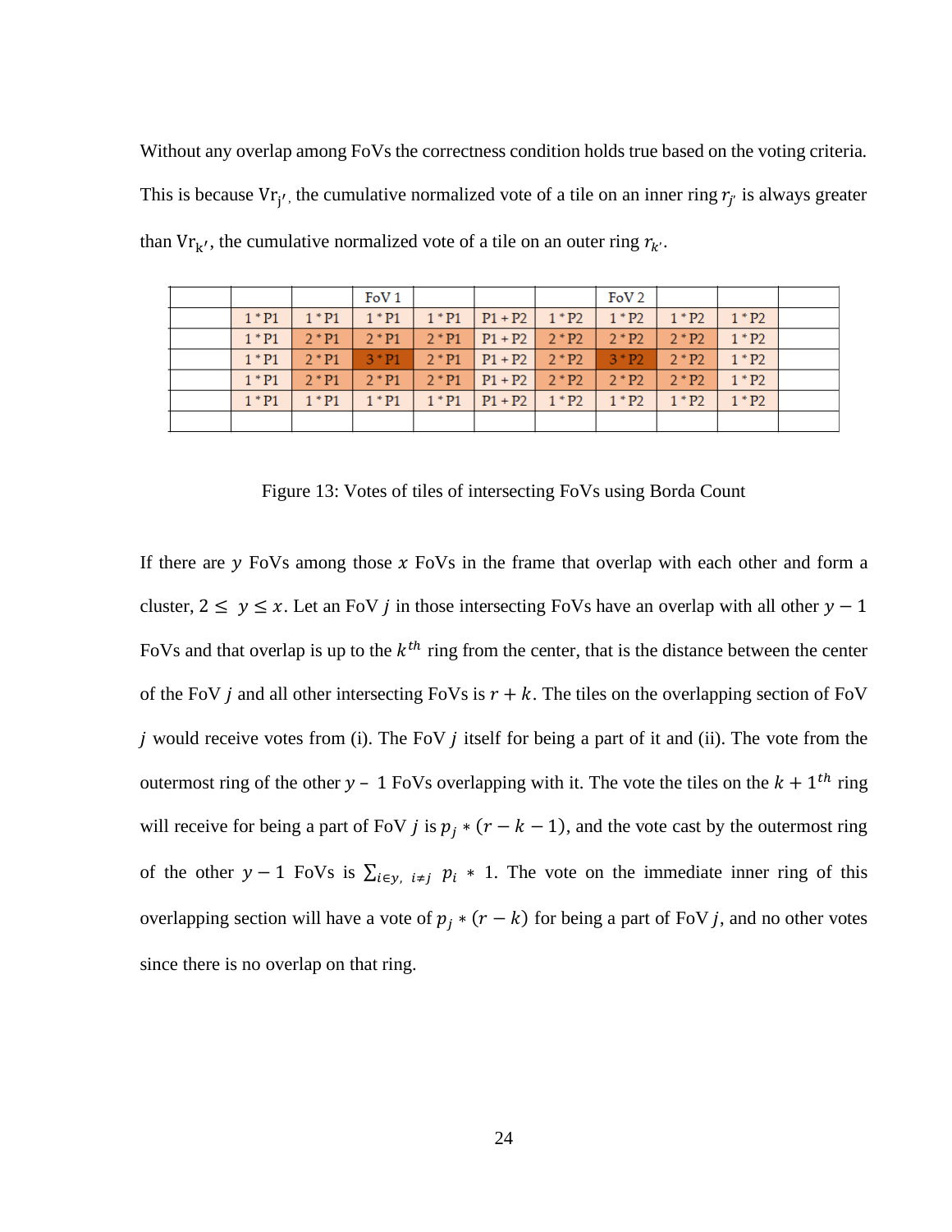Without any overlap among FoVs the correctness condition holds true based on the voting criteria. This is because $\mathrm{Vr}_{j'}$, the cumulative normalized vote of a tile on an inner ring $r_{j'}$ is always greater than $\mathrm{Vr}_{k'}$, the cumulative normalized vote of a tile on an outer ring $r_{k'}$.

| | | | FoV 1 | | | | FoV 2 | | | |
|---|---|---|---|---|---|---|---|---|---|---|
| | 1 * P1 | 1 * P1 | 1 * P1 | 1 * P1 | P1 + P2 | 1 * P2 | 1 * P2 | 1 * P2 | 1 * P2 | |
| | 1 * P1 | 2 * P1 | 2 * P1 | 2 * P1 | P1 + P2 | 2 * P2 | 2 * P2 | 2 * P2 | 1 * P2 | |
| | 1 * P1 | 2 * P1 | 3 * P1 | 2 * P1 | P1 + P2 | 2 * P2 | 3 * P2 | 2 * P2 | 1 * P2 | |
| | 1 * P1 | 2 * P1 | 2 * P1 | 2 * P1 | P1 + P2 | 2 * P2 | 2 * P2 | 2 * P2 | 1 * P2 | |
| | 1 * P1 | 1 * P1 | 1 * P1 | 1 * P1 | P1 + P2 | 1 * P2 | 1 * P2 | 1 * P2 | 1 * P2 | |
| | | | | | | | | | | |

Figure 13: Votes of tiles of intersecting FoVs using Borda Count

If there are $y$ FoVs among those $x$ FoVs in the frame that overlap with each other and form a cluster, $2 \leq y \leq x$. Let an FoV $j$ in those intersecting FoVs have an overlap with all other $y - 1$ FoVs and that overlap is up to the $k^{th}$ ring from the center, that is the distance between the center of the FoV $j$ and all other intersecting FoVs is $r + k$. The tiles on the overlapping section of FoV $j$ would receive votes from (i). The FoV $j$ itself for being a part of it and (ii). The vote from the outermost ring of the other $y - 1$ FoVs overlapping with it. The vote the tiles on the $k + 1^{th}$ ring will receive for being a part of FoV $j$ is $p_j * (r - k - 1)$, and the vote cast by the outermost ring of the other $y - 1$ FoVs is $\sum_{i \in y,\ i \neq j} p_i * 1$. The vote on the immediate inner ring of this overlapping section will have a vote of $p_j * (r - k)$ for being a part of FoV $j$, and no other votes since there is no overlap on that ring.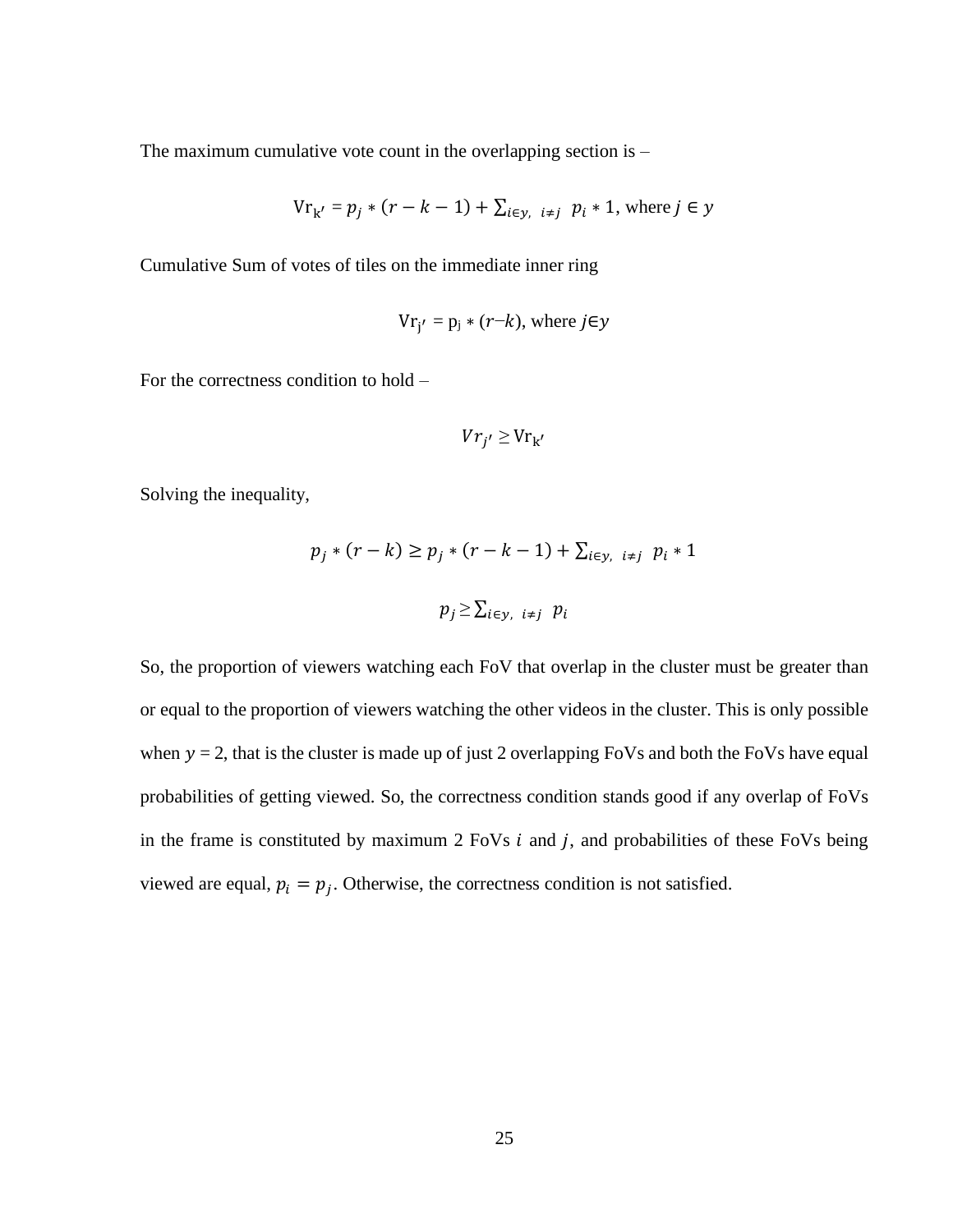The maximum cumulative vote count in the overlapping section is –

$$\mathrm{Vr}_{\mathrm{k}'} = p_j * (r - k - 1) + \sum_{i \in y,\ i \neq j} p_i * 1, \text{ where } j \in y$$

Cumulative Sum of votes of tiles on the immediate inner ring

$$\mathrm{Vr}_{\mathrm{j}'} = \mathrm{p_j} * (r - k), \text{ where } j \in y$$

For the correctness condition to hold –

$$Vr_{j'} \geq \mathrm{Vr}_{\mathrm{k}'}$$

Solving the inequality,

$$p_j * (r - k) \geq p_j * (r - k - 1) + \sum_{i \in y,\ i \neq j} p_i * 1$$

$$p_j \geq \sum_{i \in y,\ i \neq j} p_i$$

So, the proportion of viewers watching each FoV that overlap in the cluster must be greater than or equal to the proportion of viewers watching the other videos in the cluster. This is only possible when $y = 2$, that is the cluster is made up of just 2 overlapping FoVs and both the FoVs have equal probabilities of getting viewed. So, the correctness condition stands good if any overlap of FoVs in the frame is constituted by maximum 2 FoVs $i$ and $j$, and probabilities of these FoVs being viewed are equal, $p_i = p_j$. Otherwise, the correctness condition is not satisfied.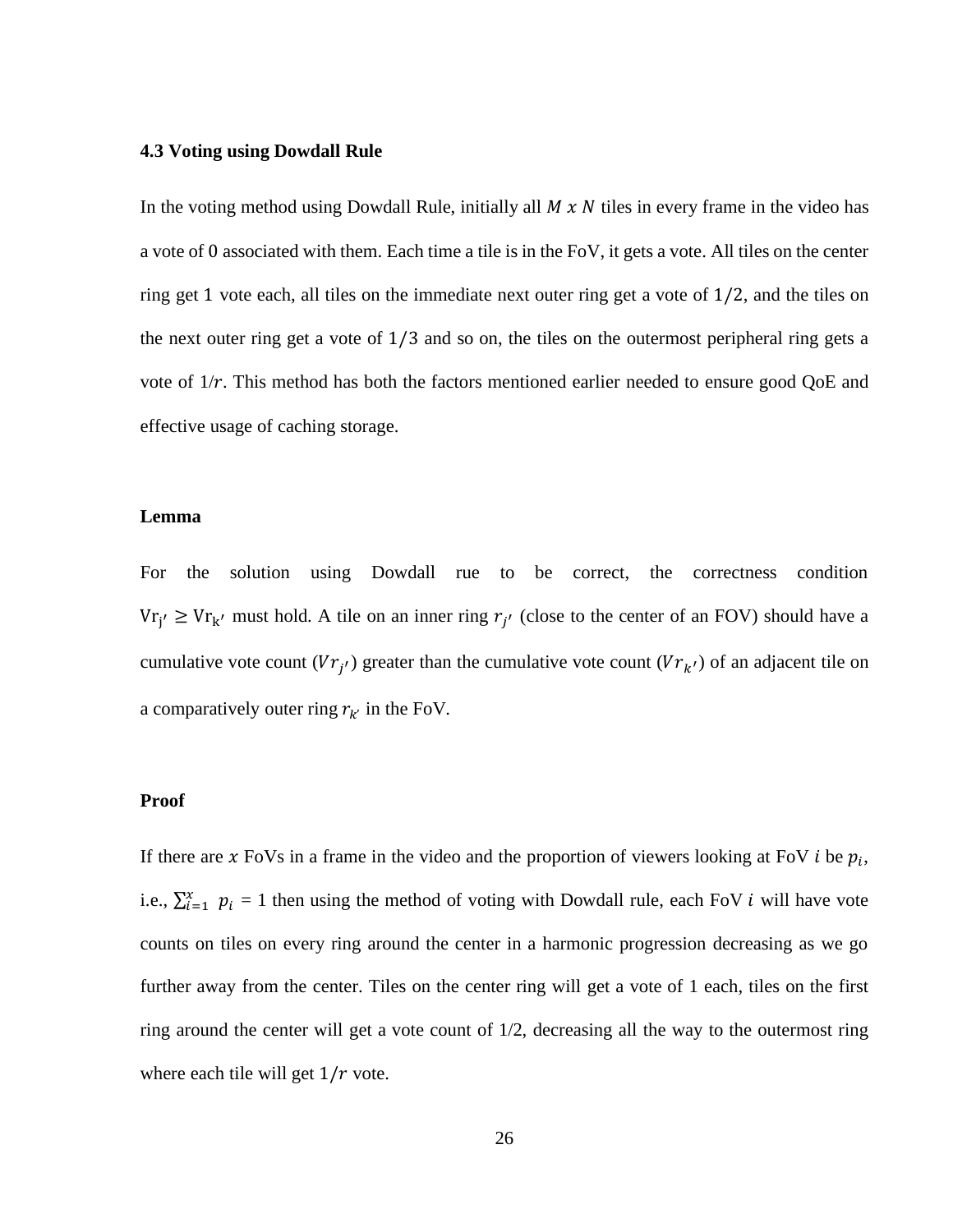### 4.3 Voting using Dowdall Rule

In the voting method using Dowdall Rule, initially all $M \ x \ N$ tiles in every frame in the video has a vote of 0 associated with them. Each time a tile is in the FoV, it gets a vote. All tiles on the center ring get 1 vote each, all tiles on the immediate next outer ring get a vote of $1/2$, and the tiles on the next outer ring get a vote of $1/3$ and so on, the tiles on the outermost peripheral ring gets a vote of $1/r$. This method has both the factors mentioned earlier needed to ensure good QoE and effective usage of caching storage.

#### Lemma

For the solution using Dowdall rue to be correct, the correctness condition $\mathrm{Vr}_{j'} \geq \mathrm{Vr}_{k'}$ must hold. A tile on an inner ring $r_{j'}$ (close to the center of an FOV) should have a cumulative vote count ($Vr_{j'}$) greater than the cumulative vote count ($Vr_{k'}$) of an adjacent tile on a comparatively outer ring $r_{k'}$ in the FoV.

#### Proof

If there are $x$ FoVs in a frame in the video and the proportion of viewers looking at FoV $i$ be $p_i$, i.e., $\sum_{i=1}^{x} \ p_i$ = 1 then using the method of voting with Dowdall rule, each FoV $i$ will have vote counts on tiles on every ring around the center in a harmonic progression decreasing as we go further away from the center. Tiles on the center ring will get a vote of 1 each, tiles on the first ring around the center will get a vote count of 1/2, decreasing all the way to the outermost ring where each tile will get $1/r$ vote.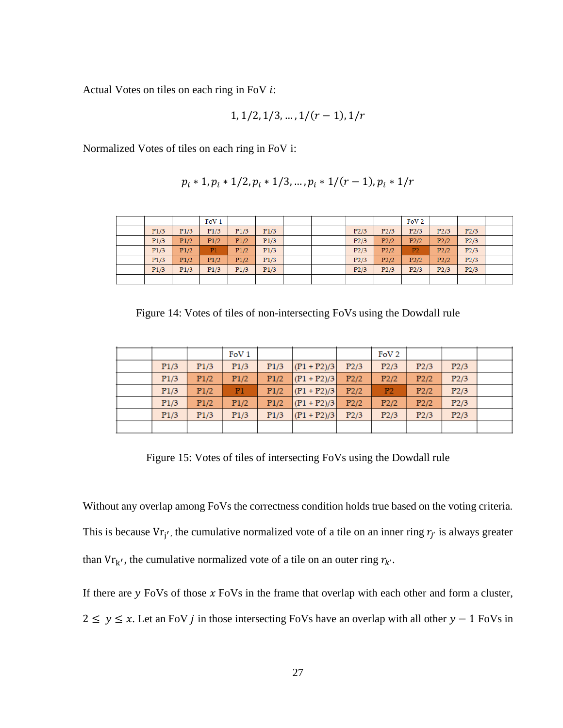Actual Votes on tiles on each ring in FoV $i$:

$$1, 1/2, 1/3, \ldots, 1/(r-1), 1/r$$

Normalized Votes of tiles on each ring in FoV i:

$$p_i * 1, p_i * 1/2, p_i * 1/3, \ldots, p_i * 1/(r-1), p_i * 1/r$$

| | | | FoV 1 | | | | | | | FoV 2 | | | |
|---|---|---|---|---|---|---|---|---|---|---|---|---|---|
| | P1/3 | P1/3 | P1/3 | P1/3 | P1/3 | | | P2/3 | P2/3 | P2/3 | P2/3 | P2/3 | |
| | P1/3 | P1/2 | P1/2 | P1/2 | P1/3 | | | P2/3 | P2/2 | P2/2 | P2/2 | P2/3 | |
| | P1/3 | P1/2 | P1 | P1/2 | P1/3 | | | P2/3 | P2/2 | P2 | P2/2 | P2/3 | |
| | P1/3 | P1/2 | P1/2 | P1/2 | P1/3 | | | P2/3 | P2/2 | P2/2 | P2/2 | P2/3 | |
| | P1/3 | P1/3 | P1/3 | P1/3 | P1/3 | | | P2/3 | P2/3 | P2/3 | P2/3 | P2/3 | |
| | | | | | | | | | | | | | |

Figure 14: Votes of tiles of non-intersecting FoVs using the Dowdall rule

| | | | FoV 1 | | | | FoV 2 | | | |
|---|---|---|---|---|---|---|---|---|---|---|
| | P1/3 | P1/3 | P1/3 | P1/3 | (P1 + P2)/3 | P2/3 | P2/3 | P2/3 | P2/3 | |
| | P1/3 | P1/2 | P1/2 | P1/2 | (P1 + P2)/3 | P2/2 | P2/2 | P2/2 | P2/3 | |
| | P1/3 | P1/2 | P1 | P1/2 | (P1 + P2)/3 | P2/2 | P2 | P2/2 | P2/3 | |
| | P1/3 | P1/2 | P1/2 | P1/2 | (P1 + P2)/3 | P2/2 | P2/2 | P2/2 | P2/3 | |
| | P1/3 | P1/3 | P1/3 | P1/3 | (P1 + P2)/3 | P2/3 | P2/3 | P2/3 | P2/3 | |
| | | | | | | | | | | |

Figure 15: Votes of tiles of intersecting FoVs using the Dowdall rule

Without any overlap among FoVs the correctness condition holds true based on the voting criteria. This is because $\mathrm{Vr}_{j'}$, the cumulative normalized vote of a tile on an inner ring $r_{j'}$ is always greater than $\mathrm{Vr}_{k'}$, the cumulative normalized vote of a tile on an outer ring $r_{k'}$.

If there are $y$ FoVs of those $x$ FoVs in the frame that overlap with each other and form a cluster, $2 \leq y \leq x$. Let an FoV $j$ in those intersecting FoVs have an overlap with all other $y - 1$ FoVs in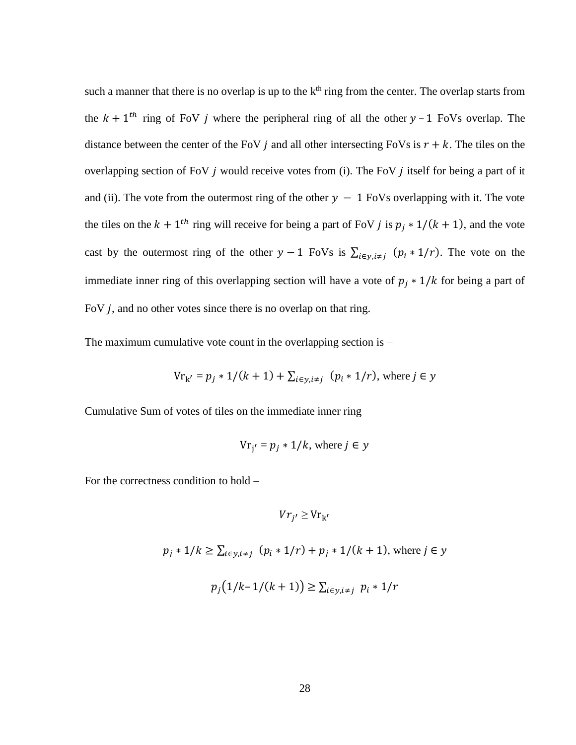such a manner that there is no overlap is up to the k[th] ring from the center. The overlap starts from the $k+1^{th}$ ring of FoV $j$ where the peripheral ring of all the other $y - 1$ FoVs overlap. The distance between the center of the FoV $j$ and all other intersecting FoVs is $r+k$. The tiles on the overlapping section of FoV $j$ would receive votes from (i). The FoV $j$ itself for being a part of it and (ii). The vote from the outermost ring of the other $y - 1$ FoVs overlapping with it. The vote the tiles on the $k+1^{th}$ ring will receive for being a part of FoV $j$ is $p_j * 1/(k+1)$, and the vote cast by the outermost ring of the other $y-1$ FoVs is $\sum_{i\in y, i\neq j} (p_i * 1/r)$. The vote on the immediate inner ring of this overlapping section will have a vote of $p_j * 1/k$ for being a part of FoV $j$, and no other votes since there is no overlap on that ring.

The maximum cumulative vote count in the overlapping section is –

$$\mathrm{Vr}_{\mathrm{K}'} = p_j * 1/(k+1) + \sum_{i\in y, i\neq j} (p_i * 1/r), \text{ where } j \in y$$

Cumulative Sum of votes of tiles on the immediate inner ring

$$\mathrm{Vr}_{\mathrm{j}'} = p_j * 1/k, \text{ where } j \in y$$

For the correctness condition to hold –

$$Vr_{j'} \geq \mathrm{Vr}_{\mathrm{K}'}$$

$$p_j * 1/k \geq \sum_{i\in y, i\neq j} (p_i * 1/r) + p_j * 1/(k+1), \text{ where } j \in y$$

$$p_j\big(1/k - 1/(k+1)\big) \geq \sum_{i\in y, i\neq j} p_i * 1/r$$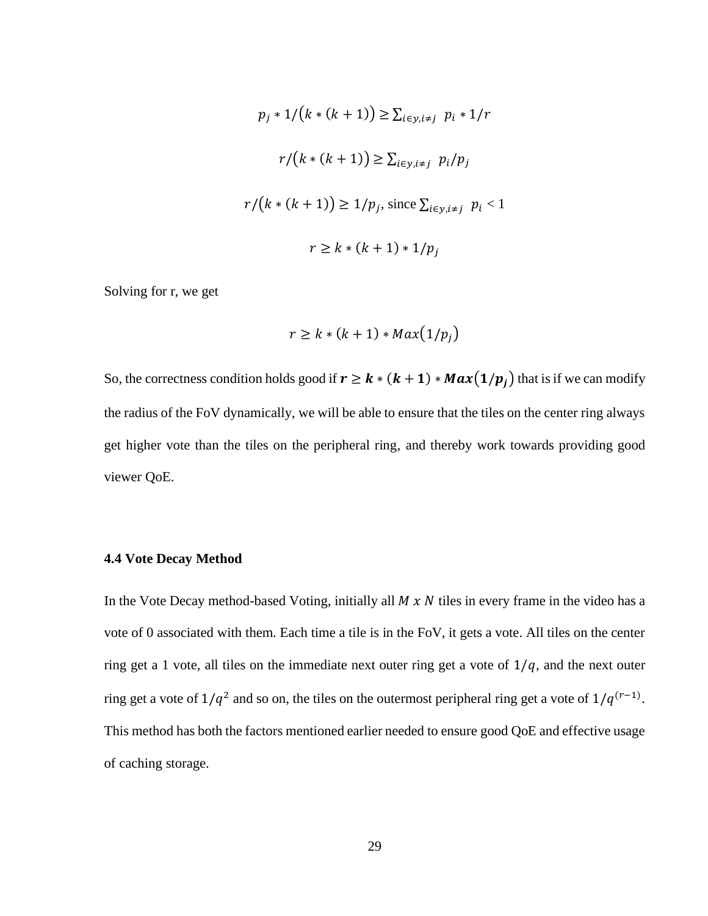$$p_j * 1/\left(k * (k+1)\right) \geq \sum_{i \in y, i \neq j} \; p_i * 1/r$$

$$r/\left(k * (k+1)\right) \geq \sum_{i \in y, i \neq j} \; p_i/p_j$$

$$r/\left(k * (k+1)\right) \geq 1/p_j, \text{ since } \sum_{i \in y, i \neq j} \; p_i < 1$$

$$r \geq k * (k+1) * 1/p_j$$

Solving for r, we get

$$r \geq k * (k+1) * Max\left(1/p_j\right)$$

So, the correctness condition holds good if $\boldsymbol{r \geq k * (k+1) * Max\left(1/p_j\right)}$ that is if we can modify the radius of the FoV dynamically, we will be able to ensure that the tiles on the center ring always get higher vote than the tiles on the peripheral ring, and thereby work towards providing good viewer QoE.

### 4.4 Vote Decay Method

In the Vote Decay method-based Voting, initially all $M \; x \; N$ tiles in every frame in the video has a vote of 0 associated with them. Each time a tile is in the FoV, it gets a vote. All tiles on the center ring get a 1 vote, all tiles on the immediate next outer ring get a vote of $1/q$, and the next outer ring get a vote of $1/q^2$ and so on, the tiles on the outermost peripheral ring get a vote of $1/q^{(r-1)}$. This method has both the factors mentioned earlier needed to ensure good QoE and effective usage of caching storage.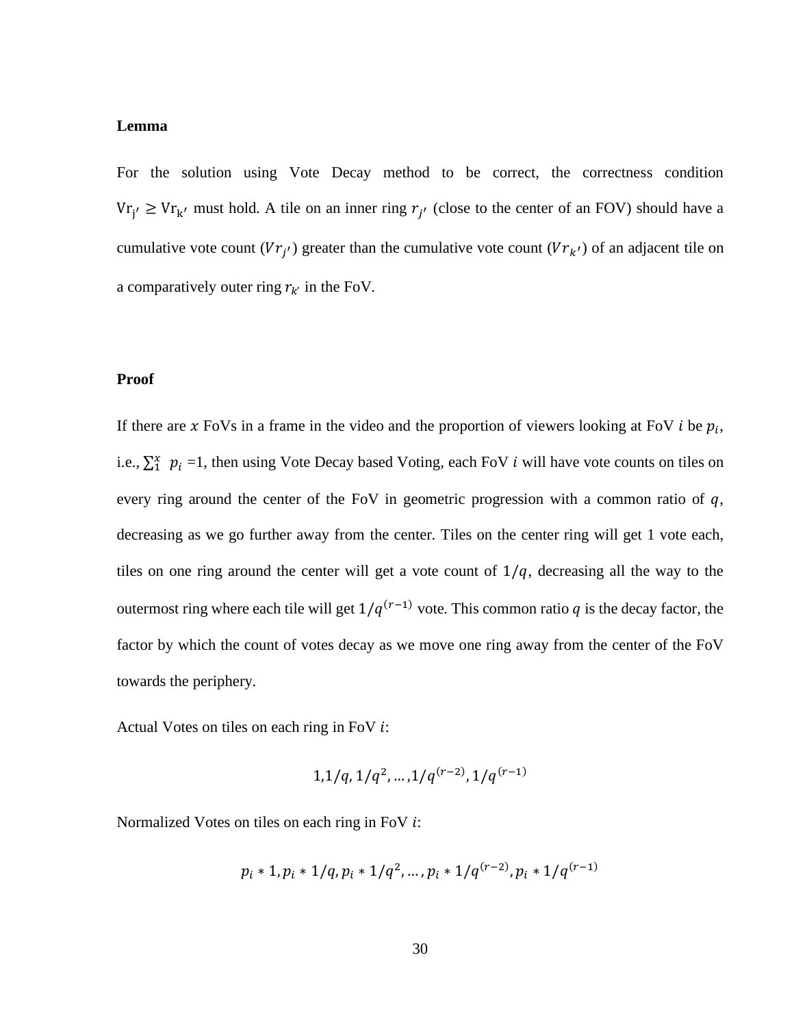**Lemma**

For the solution using Vote Decay method to be correct, the correctness condition $\mathrm{Vr}_{j'} \geq \mathrm{Vr}_{k'}$ must hold. A tile on an inner ring $r_{j'}$ (close to the center of an FOV) should have a cumulative vote count ($Vr_{j'}$) greater than the cumulative vote count ($Vr_{k'}$) of an adjacent tile on a comparatively outer ring $r_{k'}$ in the FoV.

**Proof**

If there are $x$ FoVs in a frame in the video and the proportion of viewers looking at FoV $i$ be $p_i$, i.e., $\sum_1^x \ p_i = 1$, then using Vote Decay based Voting, each FoV $i$ will have vote counts on tiles on every ring around the center of the FoV in geometric progression with a common ratio of $q$, decreasing as we go further away from the center. Tiles on the center ring will get 1 vote each, tiles on one ring around the center will get a vote count of $1/q$, decreasing all the way to the outermost ring where each tile will get $1/q^{(r-1)}$ vote. This common ratio $q$ is the decay factor, the factor by which the count of votes decay as we move one ring away from the center of the FoV towards the periphery.

Actual Votes on tiles on each ring in FoV $i$:

$$1, 1/q, 1/q^2, \ldots, 1/q^{(r-2)}, 1/q^{(r-1)}$$

Normalized Votes on tiles on each ring in FoV $i$:

$$p_i * 1, p_i * 1/q, p_i * 1/q^2, \ldots, p_i * 1/q^{(r-2)}, p_i * 1/q^{(r-1)}$$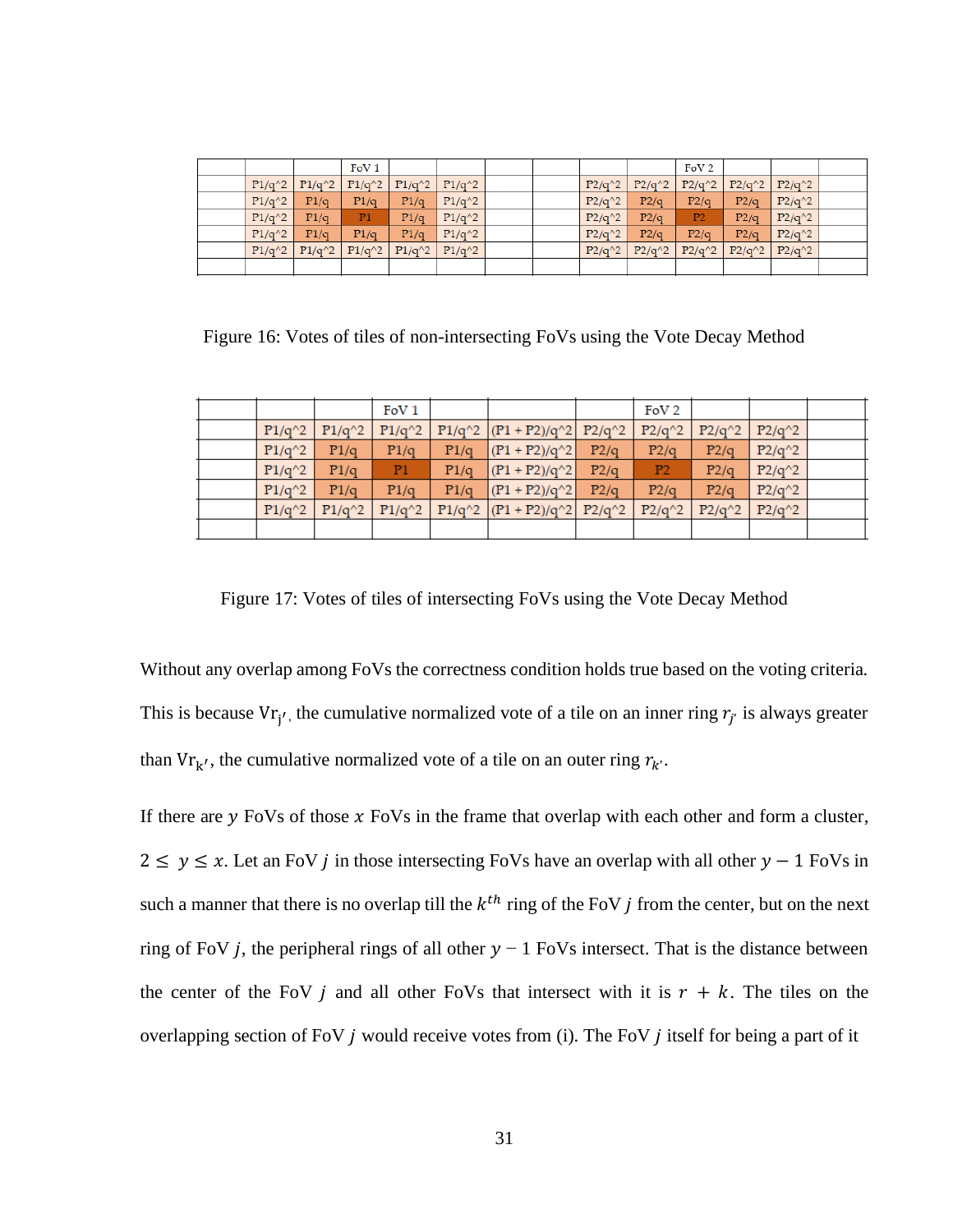|  |  |  | FoV 1 |  |  |  |  |  |  | FoV 2 |  |  |  |
|---|---|---|---|---|---|---|---|---|---|---|---|---|---|
|  | P1/q^2 | P1/q^2 | P1/q^2 | P1/q^2 | P1/q^2 |  |  | P2/q^2 | P2/q^2 | P2/q^2 | P2/q^2 | P2/q^2 |  |
|  | P1/q^2 | P1/q | P1/q | P1/q | P1/q^2 |  |  | P2/q^2 | P2/q | P2/q | P2/q | P2/q^2 |  |
|  | P1/q^2 | P1/q | P1 | P1/q | P1/q^2 |  |  | P2/q^2 | P2/q | P2 | P2/q | P2/q^2 |  |
|  | P1/q^2 | P1/q | P1/q | P1/q | P1/q^2 |  |  | P2/q^2 | P2/q | P2/q | P2/q | P2/q^2 |  |
|  | P1/q^2 | P1/q^2 | P1/q^2 | P1/q^2 | P1/q^2 |  |  | P2/q^2 | P2/q^2 | P2/q^2 | P2/q^2 | P2/q^2 |  |
|  |  |  |  |  |  |  |  |  |  |  |  |  |  |

Figure 16: Votes of tiles of non-intersecting FoVs using the Vote Decay Method

|  |  |  | FoV 1 |  |  |  | FoV 2 |  |  |  |
|---|---|---|---|---|---|---|---|---|---|---|
|  | P1/q^2 | P1/q^2 | P1/q^2 | P1/q^2 | (P1 + P2)/q^2 | P2/q^2 | P2/q^2 | P2/q^2 | P2/q^2 |  |
|  | P1/q^2 | P1/q | P1/q | P1/q | (P1 + P2)/q^2 | P2/q | P2/q | P2/q | P2/q^2 |  |
|  | P1/q^2 | P1/q | P1 | P1/q | (P1 + P2)/q^2 | P2/q | P2 | P2/q | P2/q^2 |  |
|  | P1/q^2 | P1/q | P1/q | P1/q | (P1 + P2)/q^2 | P2/q | P2/q | P2/q | P2/q^2 |  |
|  | P1/q^2 | P1/q^2 | P1/q^2 | P1/q^2 | (P1 + P2)/q^2 | P2/q^2 | P2/q^2 | P2/q^2 | P2/q^2 |  |
|  |  |  |  |  |  |  |  |  |  |  |

Figure 17: Votes of tiles of intersecting FoVs using the Vote Decay Method

Without any overlap among FoVs the correctness condition holds true based on the voting criteria. This is because $\mathrm{Vr}_{j'}$, the cumulative normalized vote of a tile on an inner ring $r_{j'}$ is always greater than $\mathrm{Vr}_{k'}$, the cumulative normalized vote of a tile on an outer ring $r_{k'}$.

If there are $y$ FoVs of those $x$ FoVs in the frame that overlap with each other and form a cluster, $2 \leq y \leq x$. Let an FoV $j$ in those intersecting FoVs have an overlap with all other $y - 1$ FoVs in such a manner that there is no overlap till the $k^{th}$ ring of the FoV $j$ from the center, but on the next ring of FoV $j$, the peripheral rings of all other $y - 1$ FoVs intersect. That is the distance between the center of the FoV $j$ and all other FoVs that intersect with it is $r + k$. The tiles on the overlapping section of FoV $j$ would receive votes from (i). The FoV $j$ itself for being a part of it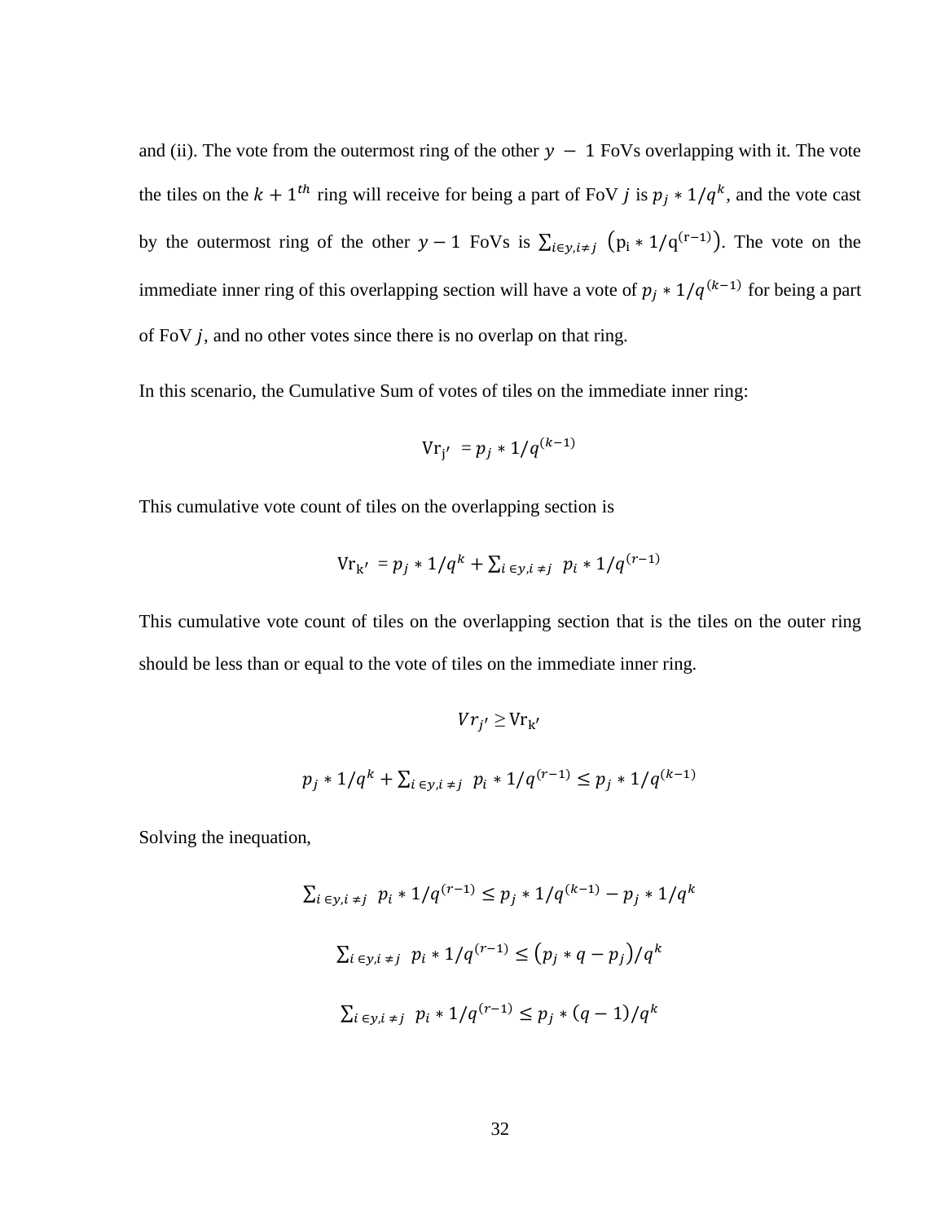and (ii). The vote from the outermost ring of the other $y - 1$ FoVs overlapping with it. The vote the tiles on the $k + 1^{th}$ ring will receive for being a part of FoV $j$ is $p_j * 1/q^k$, and the vote cast by the outermost ring of the other $y - 1$ FoVs is $\sum_{i \in y, i \neq j} \left(p_i * 1/q^{(r-1)}\right)$. The vote on the immediate inner ring of this overlapping section will have a vote of $p_j * 1/q^{(k-1)}$ for being a part of FoV $j$, and no other votes since there is no overlap on that ring.

In this scenario, the Cumulative Sum of votes of tiles on the immediate inner ring:

$$\text{Vr}_{j'} = p_j * 1/q^{(k-1)}$$

This cumulative vote count of tiles on the overlapping section is

$$\text{Vr}_{k'} = p_j * 1/q^k + \sum_{i \in y, i \neq j} p_i * 1/q^{(r-1)}$$

This cumulative vote count of tiles on the overlapping section that is the tiles on the outer ring should be less than or equal to the vote of tiles on the immediate inner ring.

$$Vr_{j'} \geq \text{Vr}_{k'}$$

$$p_j * 1/q^k + \sum_{i \in y, i \neq j} p_i * 1/q^{(r-1)} \leq p_j * 1/q^{(k-1)}$$

Solving the inequation,

$$\sum_{i \in y, i \neq j} p_i * 1/q^{(r-1)} \leq p_j * 1/q^{(k-1)} - p_j * 1/q^k$$

$$\sum_{i \in y, i \neq j} p_i * 1/q^{(r-1)} \leq \left(p_j * q - p_j\right)/q^k$$

$$\sum_{i \in y, i \neq j} p_i * 1/q^{(r-1)} \leq p_j * (q-1)/q^k$$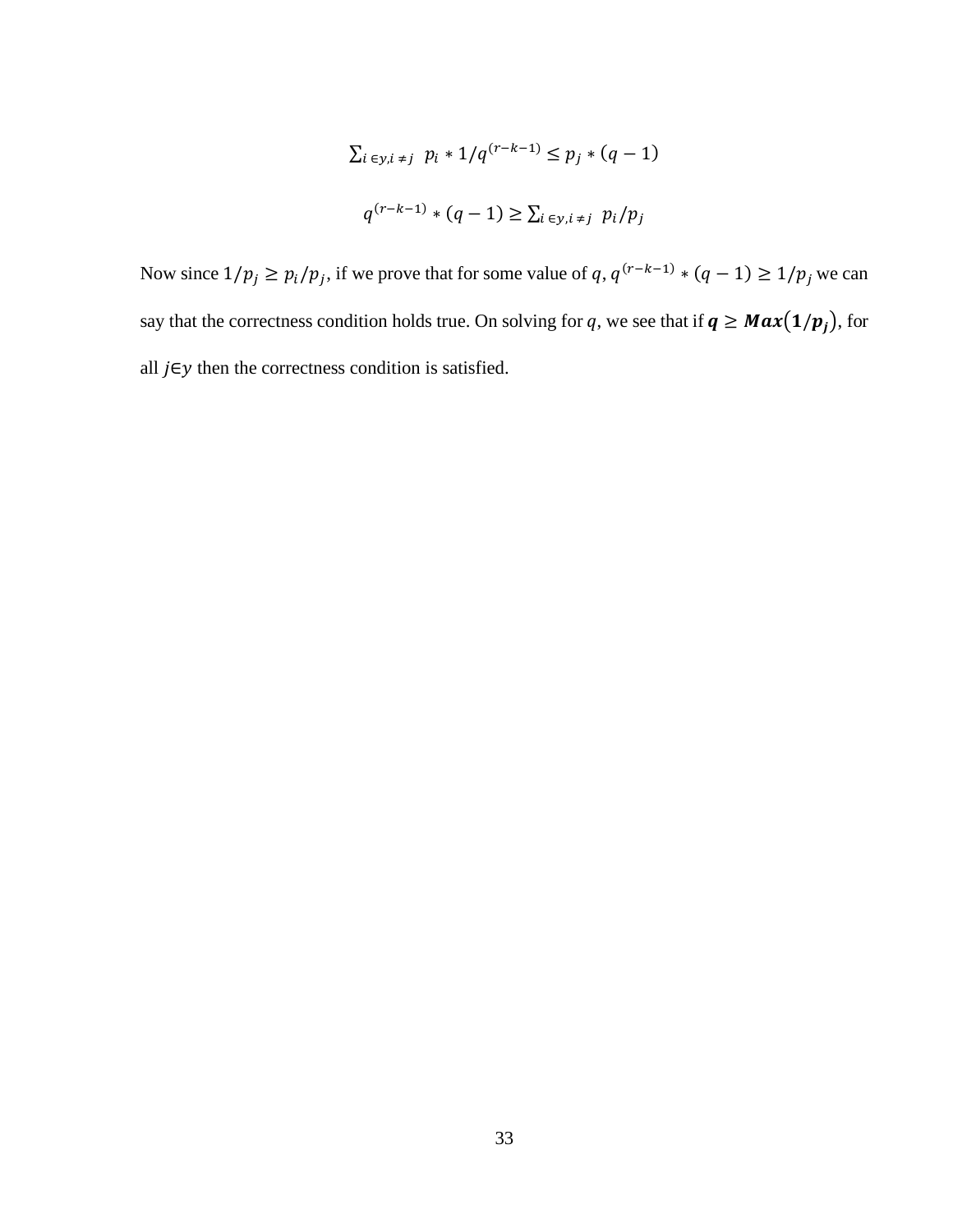$$\sum_{i \in y, i \neq j} p_i * 1/q^{(r-k-1)} \leq p_j * (q-1)$$

$$q^{(r-k-1)} * (q-1) \geq \sum_{i \in y, i \neq j} p_i / p_j$$

Now since $1/p_j \geq p_i/p_j$, if we prove that for some value of $q$, $q^{(r-k-1)} * (q-1) \geq 1/p_j$ we can say that the correctness condition holds true. On solving for $q$, we see that if $\boldsymbol{q \geq Max(1/p_j)}$, for all $j \in y$ then the correctness condition is satisfied.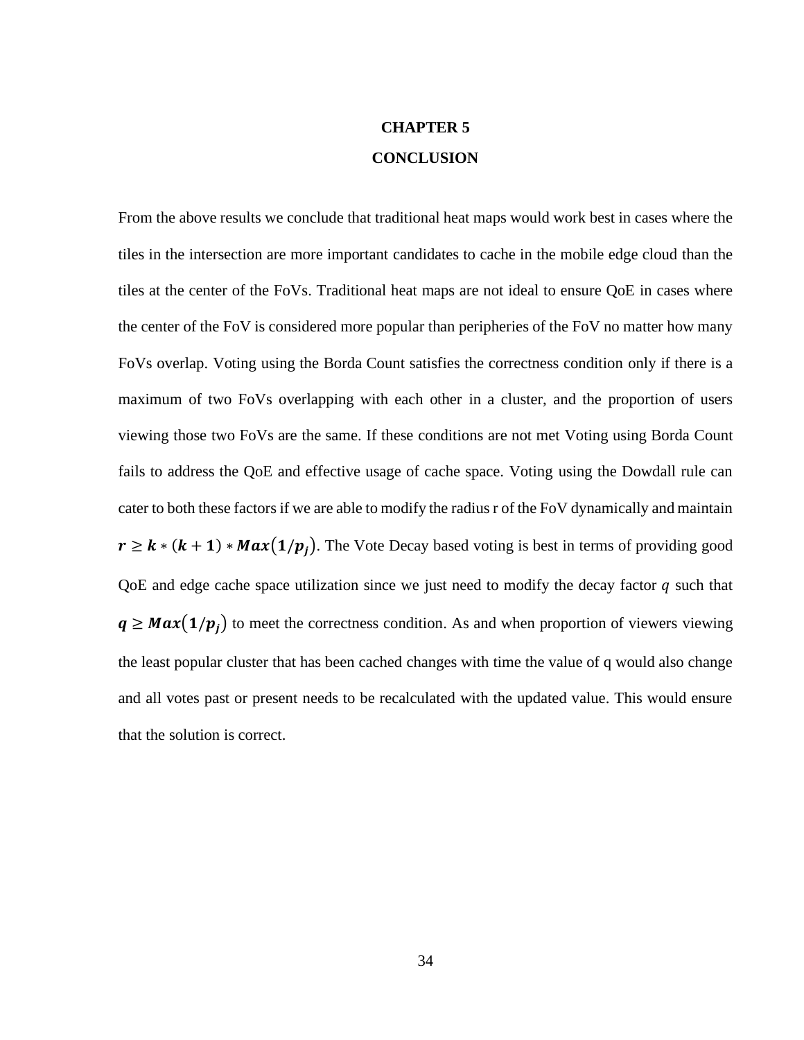# CHAPTER 5

# CONCLUSION

From the above results we conclude that traditional heat maps would work best in cases where the tiles in the intersection are more important candidates to cache in the mobile edge cloud than the tiles at the center of the FoVs. Traditional heat maps are not ideal to ensure QoE in cases where the center of the FoV is considered more popular than peripheries of the FoV no matter how many FoVs overlap. Voting using the Borda Count satisfies the correctness condition only if there is a maximum of two FoVs overlapping with each other in a cluster, and the proportion of users viewing those two FoVs are the same. If these conditions are not met Voting using Borda Count fails to address the QoE and effective usage of cache space. Voting using the Dowdall rule can cater to both these factors if we are able to modify the radius r of the FoV dynamically and maintain $\boldsymbol{r \geq k * (k+1) * Max(1/p_j)}$. The Vote Decay based voting is best in terms of providing good QoE and edge cache space utilization since we just need to modify the decay factor $q$ such that $\boldsymbol{q \geq Max(1/p_j)}$ to meet the correctness condition. As and when proportion of viewers viewing the least popular cluster that has been cached changes with time the value of q would also change and all votes past or present needs to be recalculated with the updated value. This would ensure that the solution is correct.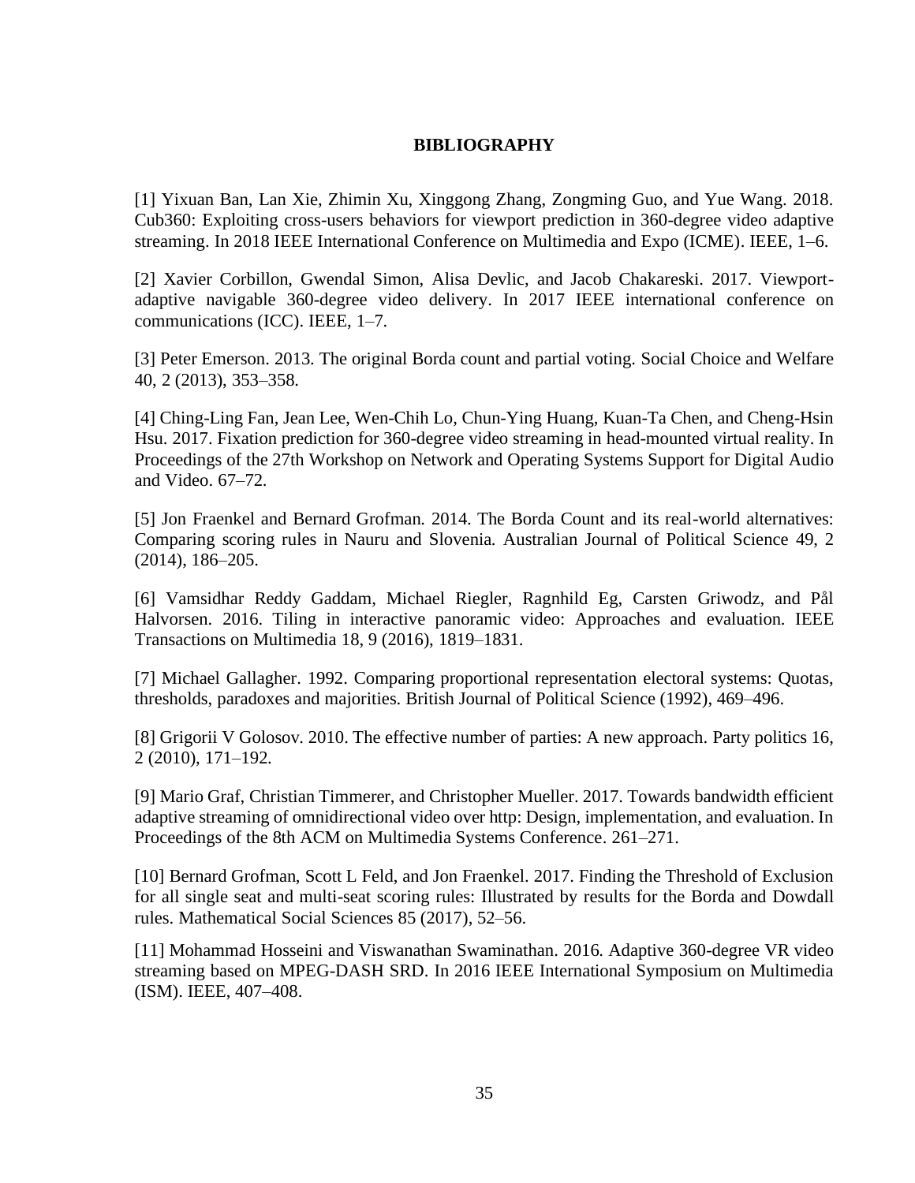# BIBLIOGRAPHY

[1] Yixuan Ban, Lan Xie, Zhimin Xu, Xinggong Zhang, Zongming Guo, and Yue Wang. 2018. Cub360: Exploiting cross-users behaviors for viewport prediction in 360-degree video adaptive streaming. In 2018 IEEE International Conference on Multimedia and Expo (ICME). IEEE, 1–6.

[2] Xavier Corbillon, Gwendal Simon, Alisa Devlic, and Jacob Chakareski. 2017. Viewport-adaptive navigable 360-degree video delivery. In 2017 IEEE international conference on communications (ICC). IEEE, 1–7.

[3] Peter Emerson. 2013. The original Borda count and partial voting. Social Choice and Welfare 40, 2 (2013), 353–358.

[4] Ching-Ling Fan, Jean Lee, Wen-Chih Lo, Chun-Ying Huang, Kuan-Ta Chen, and Cheng-Hsin Hsu. 2017. Fixation prediction for 360-degree video streaming in head-mounted virtual reality. In Proceedings of the 27th Workshop on Network and Operating Systems Support for Digital Audio and Video. 67–72.

[5] Jon Fraenkel and Bernard Grofman. 2014. The Borda Count and its real-world alternatives: Comparing scoring rules in Nauru and Slovenia. Australian Journal of Political Science 49, 2 (2014), 186–205.

[6] Vamsidhar Reddy Gaddam, Michael Riegler, Ragnhild Eg, Carsten Griwodz, and Pål Halvorsen. 2016. Tiling in interactive panoramic video: Approaches and evaluation. IEEE Transactions on Multimedia 18, 9 (2016), 1819–1831.

[7] Michael Gallagher. 1992. Comparing proportional representation electoral systems: Quotas, thresholds, paradoxes and majorities. British Journal of Political Science (1992), 469–496.

[8] Grigorii V Golosov. 2010. The effective number of parties: A new approach. Party politics 16, 2 (2010), 171–192.

[9] Mario Graf, Christian Timmerer, and Christopher Mueller. 2017. Towards bandwidth efficient adaptive streaming of omnidirectional video over http: Design, implementation, and evaluation. In Proceedings of the 8th ACM on Multimedia Systems Conference. 261–271.

[10] Bernard Grofman, Scott L Feld, and Jon Fraenkel. 2017. Finding the Threshold of Exclusion for all single seat and multi-seat scoring rules: Illustrated by results for the Borda and Dowdall rules. Mathematical Social Sciences 85 (2017), 52–56.

[11] Mohammad Hosseini and Viswanathan Swaminathan. 2016. Adaptive 360-degree VR video streaming based on MPEG-DASH SRD. In 2016 IEEE International Symposium on Multimedia (ISM). IEEE, 407–408.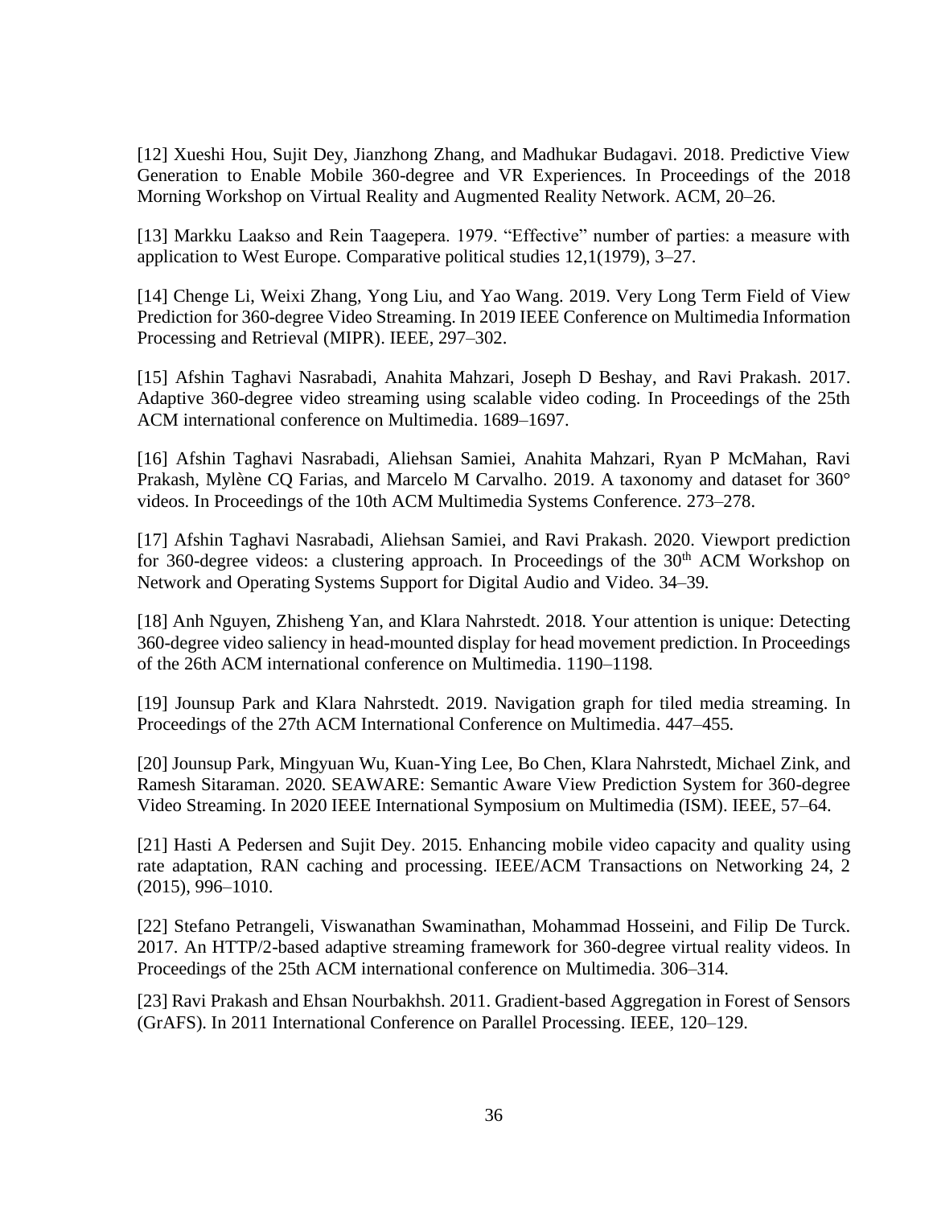[12] Xueshi Hou, Sujit Dey, Jianzhong Zhang, and Madhukar Budagavi. 2018. Predictive View Generation to Enable Mobile 360-degree and VR Experiences. In Proceedings of the 2018 Morning Workshop on Virtual Reality and Augmented Reality Network. ACM, 20–26.

[13] Markku Laakso and Rein Taagepera. 1979. "Effective" number of parties: a measure with application to West Europe. Comparative political studies 12,1(1979), 3–27.

[14] Chenge Li, Weixi Zhang, Yong Liu, and Yao Wang. 2019. Very Long Term Field of View Prediction for 360-degree Video Streaming. In 2019 IEEE Conference on Multimedia Information Processing and Retrieval (MIPR). IEEE, 297–302.

[15] Afshin Taghavi Nasrabadi, Anahita Mahzari, Joseph D Beshay, and Ravi Prakash. 2017. Adaptive 360-degree video streaming using scalable video coding. In Proceedings of the 25th ACM international conference on Multimedia. 1689–1697.

[16] Afshin Taghavi Nasrabadi, Aliehsan Samiei, Anahita Mahzari, Ryan P McMahan, Ravi Prakash, Mylène CQ Farias, and Marcelo M Carvalho. 2019. A taxonomy and dataset for 360° videos. In Proceedings of the 10th ACM Multimedia Systems Conference. 273–278.

[17] Afshin Taghavi Nasrabadi, Aliehsan Samiei, and Ravi Prakash. 2020. Viewport prediction for 360-degree videos: a clustering approach. In Proceedings of the 30th ACM Workshop on Network and Operating Systems Support for Digital Audio and Video. 34–39.

[18] Anh Nguyen, Zhisheng Yan, and Klara Nahrstedt. 2018. Your attention is unique: Detecting 360-degree video saliency in head-mounted display for head movement prediction. In Proceedings of the 26th ACM international conference on Multimedia. 1190–1198.

[19] Jounsup Park and Klara Nahrstedt. 2019. Navigation graph for tiled media streaming. In Proceedings of the 27th ACM International Conference on Multimedia. 447–455.

[20] Jounsup Park, Mingyuan Wu, Kuan-Ying Lee, Bo Chen, Klara Nahrstedt, Michael Zink, and Ramesh Sitaraman. 2020. SEAWARE: Semantic Aware View Prediction System for 360-degree Video Streaming. In 2020 IEEE International Symposium on Multimedia (ISM). IEEE, 57–64.

[21] Hasti A Pedersen and Sujit Dey. 2015. Enhancing mobile video capacity and quality using rate adaptation, RAN caching and processing. IEEE/ACM Transactions on Networking 24, 2 (2015), 996–1010.

[22] Stefano Petrangeli, Viswanathan Swaminathan, Mohammad Hosseini, and Filip De Turck. 2017. An HTTP/2-based adaptive streaming framework for 360-degree virtual reality videos. In Proceedings of the 25th ACM international conference on Multimedia. 306–314.

[23] Ravi Prakash and Ehsan Nourbakhsh. 2011. Gradient-based Aggregation in Forest of Sensors (GrAFS). In 2011 International Conference on Parallel Processing. IEEE, 120–129.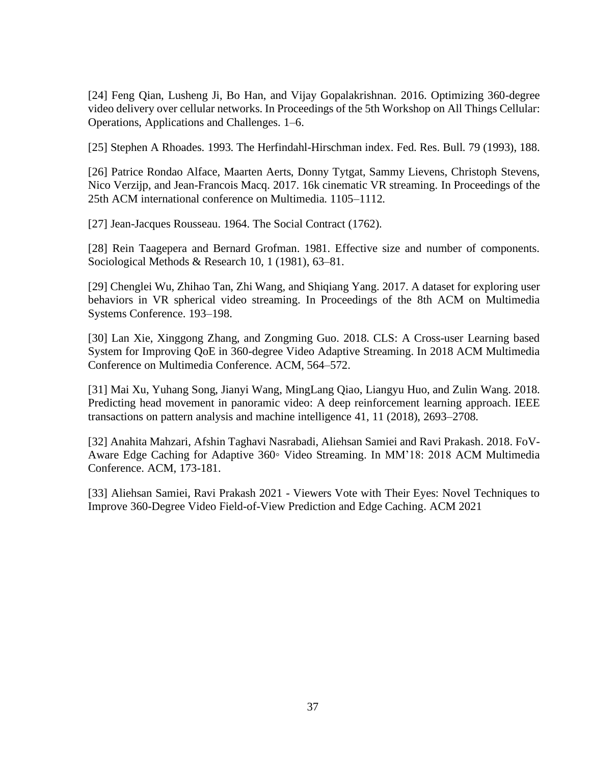[24] Feng Qian, Lusheng Ji, Bo Han, and Vijay Gopalakrishnan. 2016. Optimizing 360-degree video delivery over cellular networks. In Proceedings of the 5th Workshop on All Things Cellular: Operations, Applications and Challenges. 1–6.

[25] Stephen A Rhoades. 1993. The Herfindahl-Hirschman index. Fed. Res. Bull. 79 (1993), 188.

[26] Patrice Rondao Alface, Maarten Aerts, Donny Tytgat, Sammy Lievens, Christoph Stevens, Nico Verzijp, and Jean-Francois Macq. 2017. 16k cinematic VR streaming. In Proceedings of the 25th ACM international conference on Multimedia. 1105–1112.

[27] Jean-Jacques Rousseau. 1964. The Social Contract (1762).

[28] Rein Taagepera and Bernard Grofman. 1981. Effective size and number of components. Sociological Methods & Research 10, 1 (1981), 63–81.

[29] Chenglei Wu, Zhihao Tan, Zhi Wang, and Shiqiang Yang. 2017. A dataset for exploring user behaviors in VR spherical video streaming. In Proceedings of the 8th ACM on Multimedia Systems Conference. 193–198.

[30] Lan Xie, Xinggong Zhang, and Zongming Guo. 2018. CLS: A Cross-user Learning based System for Improving QoE in 360-degree Video Adaptive Streaming. In 2018 ACM Multimedia Conference on Multimedia Conference. ACM, 564–572.

[31] Mai Xu, Yuhang Song, Jianyi Wang, MingLang Qiao, Liangyu Huo, and Zulin Wang. 2018. Predicting head movement in panoramic video: A deep reinforcement learning approach. IEEE transactions on pattern analysis and machine intelligence 41, 11 (2018), 2693–2708.

[32] Anahita Mahzari, Afshin Taghavi Nasrabadi, Aliehsan Samiei and Ravi Prakash. 2018. FoV-Aware Edge Caching for Adaptive 360◦ Video Streaming. In MM'18: 2018 ACM Multimedia Conference. ACM, 173-181.

[33] Aliehsan Samiei, Ravi Prakash 2021 - Viewers Vote with Their Eyes: Novel Techniques to Improve 360-Degree Video Field-of-View Prediction and Edge Caching. ACM 2021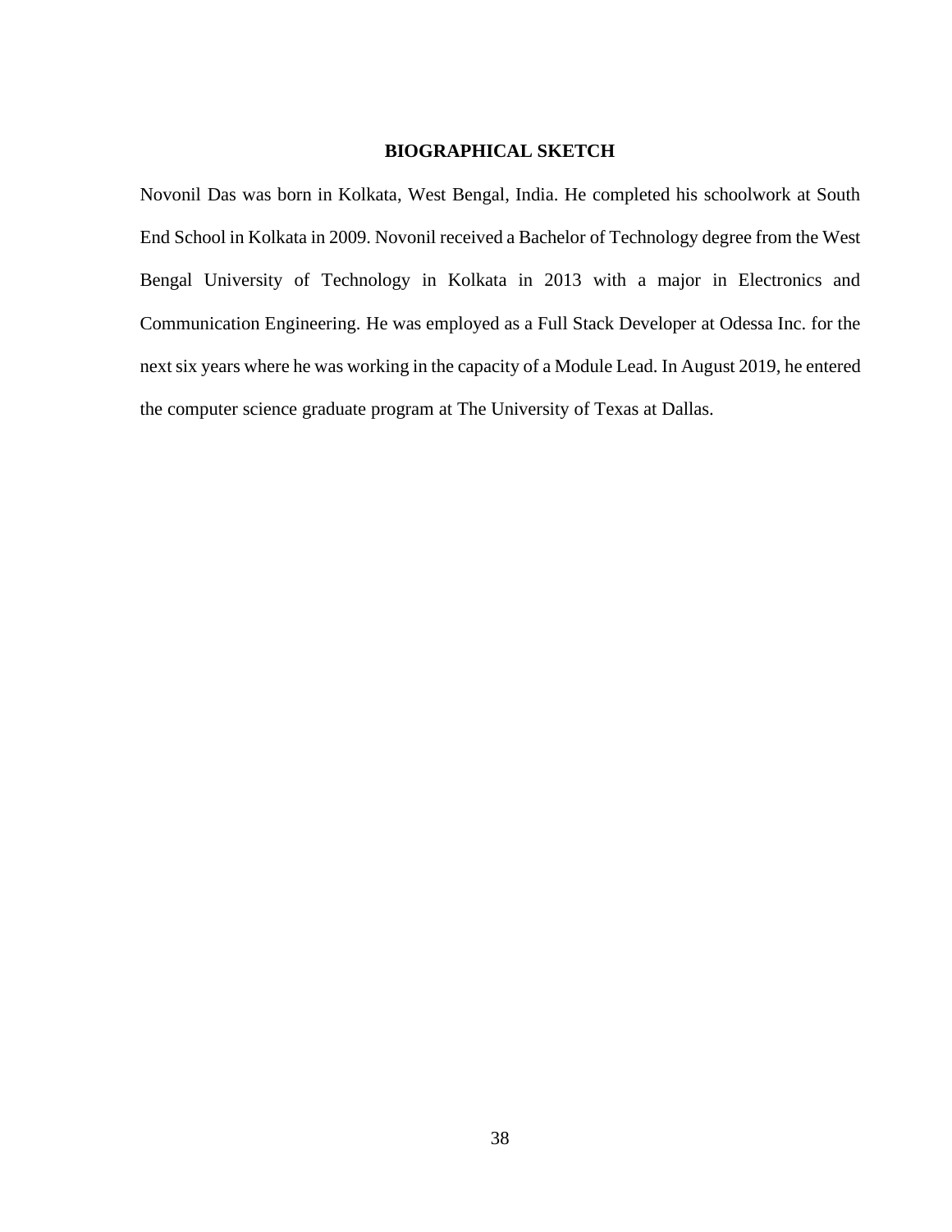## BIOGRAPHICAL SKETCH

Novonil Das was born in Kolkata, West Bengal, India. He completed his schoolwork at South End School in Kolkata in 2009. Novonil received a Bachelor of Technology degree from the West Bengal University of Technology in Kolkata in 2013 with a major in Electronics and Communication Engineering. He was employed as a Full Stack Developer at Odessa Inc. for the next six years where he was working in the capacity of a Module Lead. In August 2019, he entered the computer science graduate program at The University of Texas at Dallas.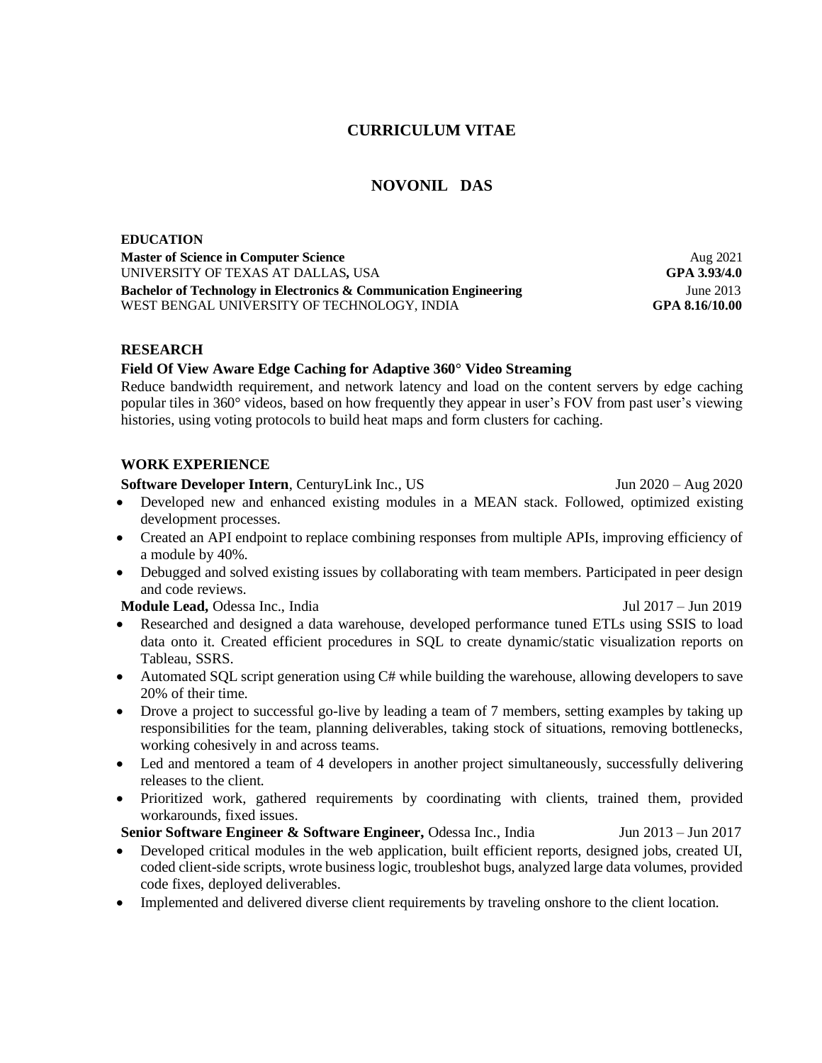# CURRICULUM VITAE

## NOVONIL DAS

### EDUCATION

**Master of Science in Computer Science** — Aug 2021
UNIVERSITY OF TEXAS AT DALLAS, USA — **GPA 3.93/4.0**

**Bachelor of Technology in Electronics & Communication Engineering** — June 2013
WEST BENGAL UNIVERSITY OF TECHNOLOGY, INDIA — **GPA 8.16/10.00**

### RESEARCH

**Field Of View Aware Edge Caching for Adaptive 360° Video Streaming**

Reduce bandwidth requirement, and network latency and load on the content servers by edge caching popular tiles in 360° videos, based on how frequently they appear in user's FOV from past user's viewing histories, using voting protocols to build heat maps and form clusters for caching.

### WORK EXPERIENCE

**Software Developer Intern**, CenturyLink Inc., US — Jun 2020 – Aug 2020

- Developed new and enhanced existing modules in a MEAN stack. Followed, optimized existing development processes.
- Created an API endpoint to replace combining responses from multiple APIs, improving efficiency of a module by 40%.
- Debugged and solved existing issues by collaborating with team members. Participated in peer design and code reviews.

**Module Lead,** Odessa Inc., India — Jul 2017 – Jun 2019

- Researched and designed a data warehouse, developed performance tuned ETLs using SSIS to load data onto it. Created efficient procedures in SQL to create dynamic/static visualization reports on Tableau, SSRS.
- Automated SQL script generation using C# while building the warehouse, allowing developers to save 20% of their time.
- Drove a project to successful go-live by leading a team of 7 members, setting examples by taking up responsibilities for the team, planning deliverables, taking stock of situations, removing bottlenecks, working cohesively in and across teams.
- Led and mentored a team of 4 developers in another project simultaneously, successfully delivering releases to the client.
- Prioritized work, gathered requirements by coordinating with clients, trained them, provided workarounds, fixed issues.

**Senior Software Engineer & Software Engineer,** Odessa Inc., India — Jun 2013 – Jun 2017

- Developed critical modules in the web application, built efficient reports, designed jobs, created UI, coded client-side scripts, wrote business logic, troubleshot bugs, analyzed large data volumes, provided code fixes, deployed deliverables.
- Implemented and delivered diverse client requirements by traveling onshore to the client location.